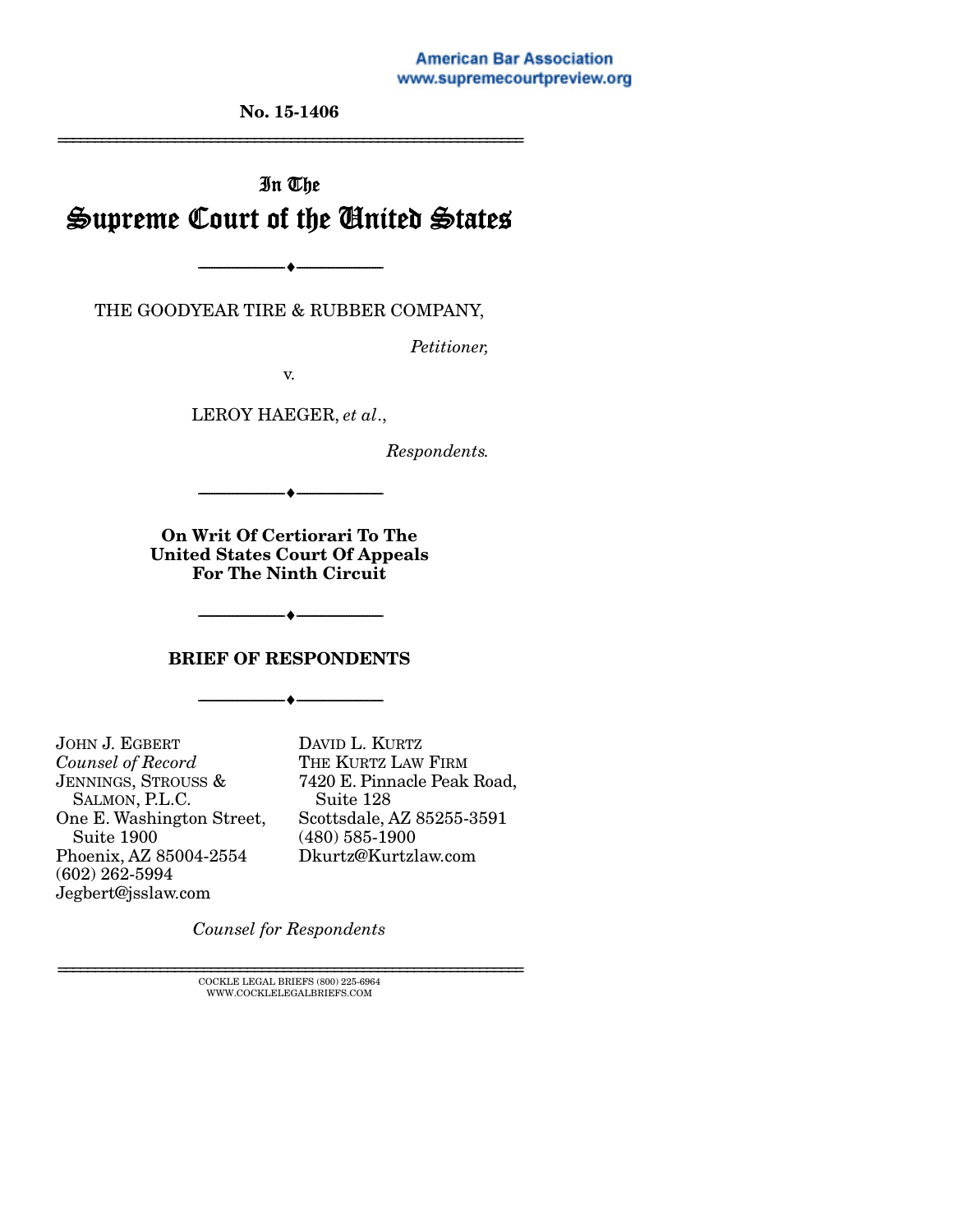American Bar Association
www.supremecourtpreview.org

**No. 15-1406**

---

In The
# Supreme Court of the United States

---

THE GOODYEAR TIRE & RUBBER COMPANY,

*Petitioner,*

v.

LEROY HAEGER, *et al*.,

*Respondents.*

---

**On Writ Of Certiorari To The United States Court Of Appeals For The Ninth Circuit**

---

**BRIEF OF RESPONDENTS**

---

JOHN J. EGBERT
*Counsel of Record*
JENNINGS, STROUSS & SALMON, P.L.C.
One E. Washington Street, Suite 1900
Phoenix, AZ 85004-2554
(602) 262-5994
Jegbert@jsslaw.com

DAVID L. KURTZ
THE KURTZ LAW FIRM
7420 E. Pinnacle Peak Road, Suite 128
Scottsdale, AZ 85255-3591
(480) 585-1900
Dkurtz@Kurtzlaw.com

*Counsel for Respondents*

---

COCKLE LEGAL BRIEFS (800) 225-6964
WWW.COCKLELEGALBRIEFS.COM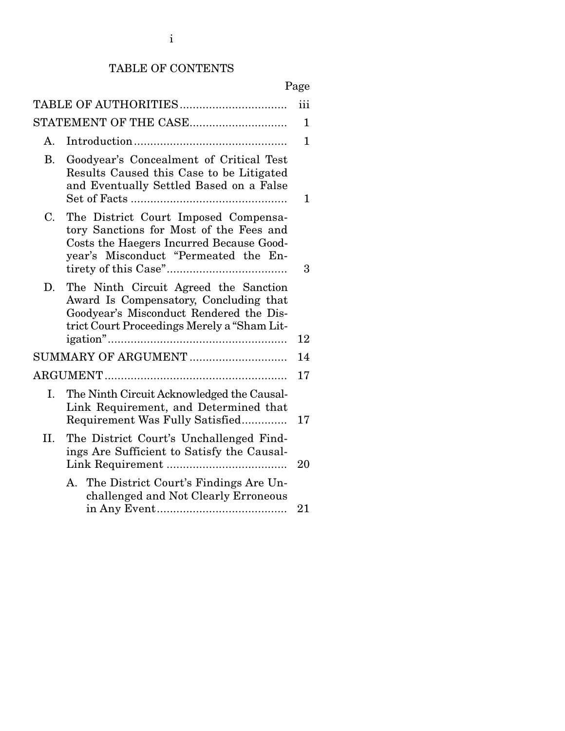# TABLE OF CONTENTS

| | Page |
|---|---|
| TABLE OF AUTHORITIES | iii |
| STATEMENT OF THE CASE | 1 |
| A. Introduction | 1 |
| B. Goodyear's Concealment of Critical Test Results Caused this Case to be Litigated and Eventually Settled Based on a False Set of Facts | 1 |
| C. The District Court Imposed Compensatory Sanctions for Most of the Fees and Costs the Haegers Incurred Because Goodyear's Misconduct "Permeated the Entirety of this Case" | 3 |
| D. The Ninth Circuit Agreed the Sanction Award Is Compensatory, Concluding that Goodyear's Misconduct Rendered the District Court Proceedings Merely a "Sham Litigation" | 12 |
| SUMMARY OF ARGUMENT | 14 |
| ARGUMENT | 17 |
| I. The Ninth Circuit Acknowledged the Causal-Link Requirement, and Determined that Requirement Was Fully Satisfied | 17 |
| II. The District Court's Unchallenged Findings Are Sufficient to Satisfy the Causal-Link Requirement | 20 |
| A. The District Court's Findings Are Unchallenged and Not Clearly Erroneous in Any Event | 21 |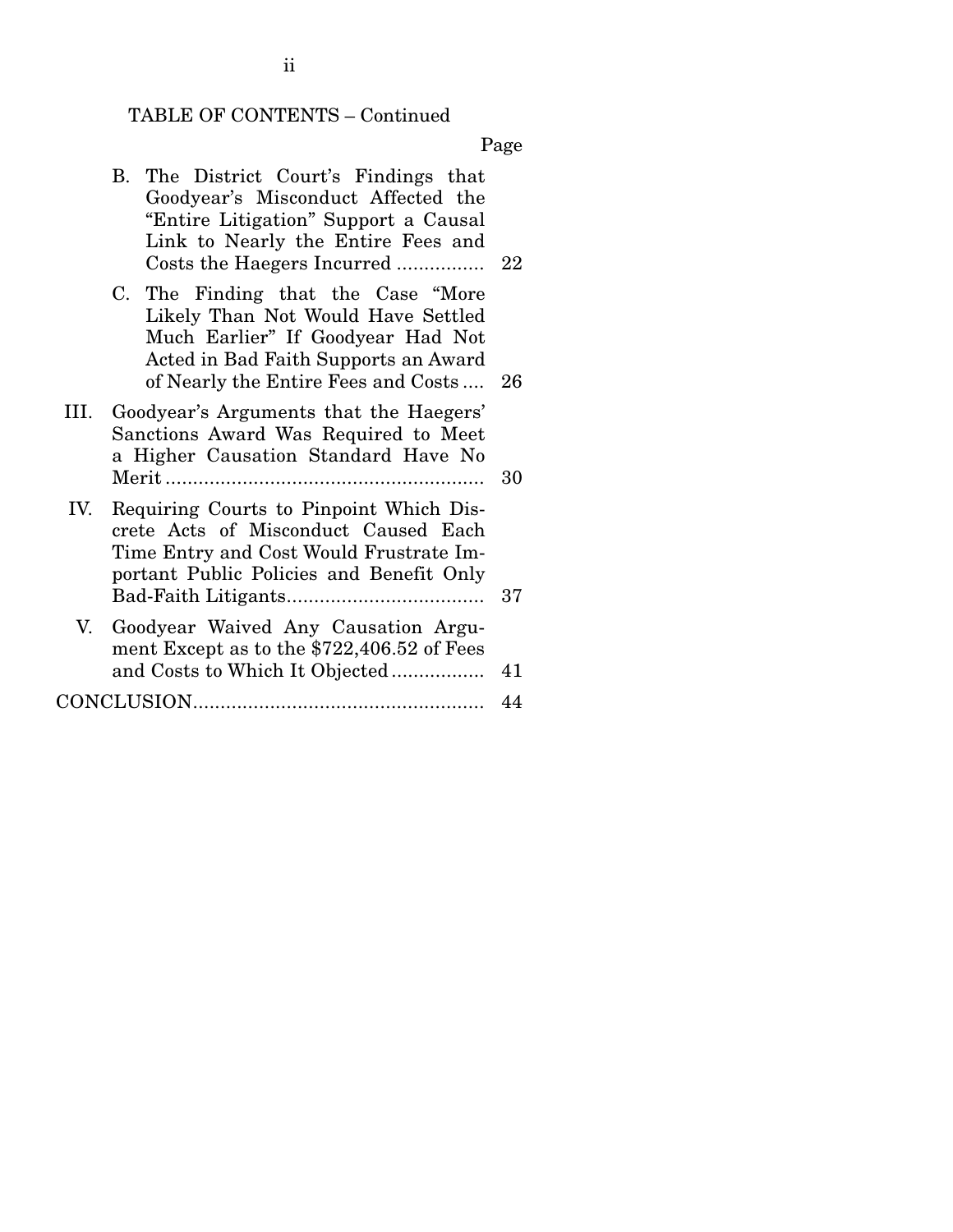TABLE OF CONTENTS – Continued

| | Page |
|---|---|
| B. The District Court's Findings that Goodyear's Misconduct Affected the "Entire Litigation" Support a Causal Link to Nearly the Entire Fees and Costs the Haegers Incurred | 22 |
| C. The Finding that the Case "More Likely Than Not Would Have Settled Much Earlier" If Goodyear Had Not Acted in Bad Faith Supports an Award of Nearly the Entire Fees and Costs | 26 |
| III. Goodyear's Arguments that the Haegers' Sanctions Award Was Required to Meet a Higher Causation Standard Have No Merit | 30 |
| IV. Requiring Courts to Pinpoint Which Discrete Acts of Misconduct Caused Each Time Entry and Cost Would Frustrate Important Public Policies and Benefit Only Bad-Faith Litigants | 37 |
| V. Goodyear Waived Any Causation Argument Except as to the $722,406.52 of Fees and Costs to Which It Objected | 41 |
| CONCLUSION | 44 |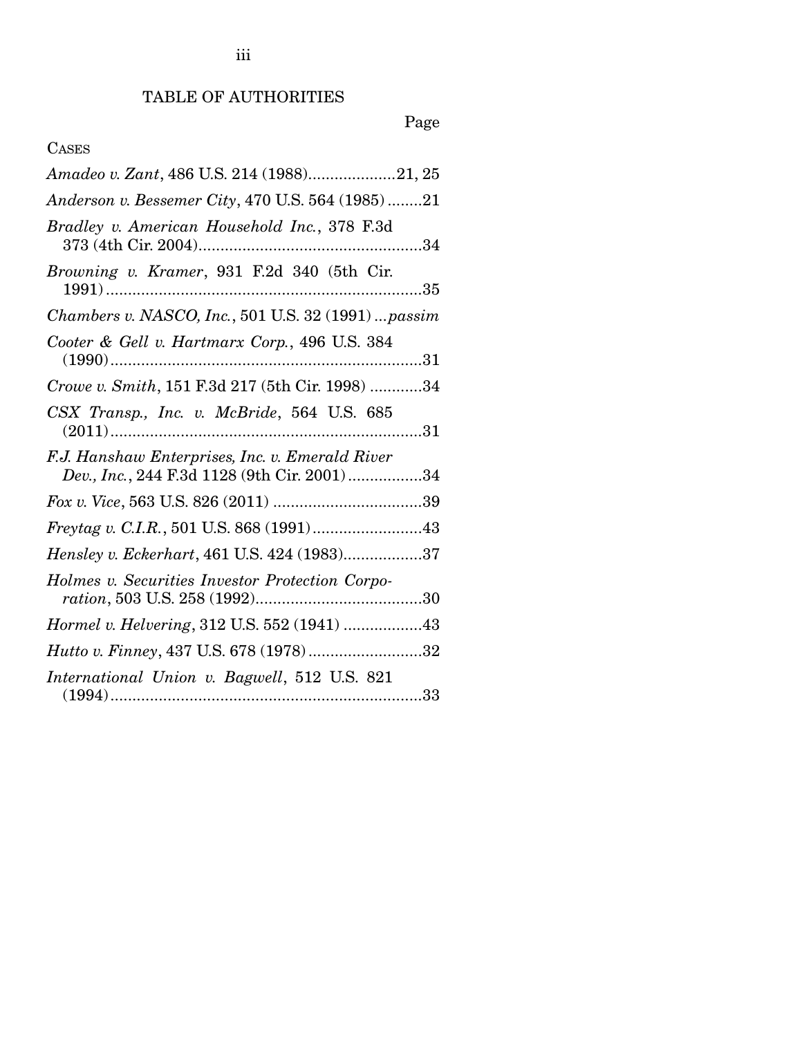# TABLE OF AUTHORITIES

Page

CASES

*Amadeo v. Zant*, 486 U.S. 214 (1988)....................21, 25

*Anderson v. Bessemer City*, 470 U.S. 564 (1985)........21

*Bradley v. American Household Inc.*, 378 F.3d 373 (4th Cir. 2004)...................................................34

*Browning v. Kramer*, 931 F.2d 340 (5th Cir. 1991)........................................................................35

*Chambers v. NASCO, Inc.*, 501 U.S. 32 (1991) ...*passim*

*Cooter & Gell v. Hartmarx Corp.*, 496 U.S. 384 (1990)........................................................................31

*Crowe v. Smith*, 151 F.3d 217 (5th Cir. 1998) ............34

*CSX Transp., Inc. v. McBride*, 564 U.S. 685 (2011)........................................................................31

*F.J. Hanshaw Enterprises, Inc. v. Emerald River Dev., Inc.*, 244 F.3d 1128 (9th Cir. 2001).................34

*Fox v. Vice*, 563 U.S. 826 (2011) ..................................39

*Freytag v. C.I.R.*, 501 U.S. 868 (1991).........................43

*Hensley v. Eckerhart*, 461 U.S. 424 (1983)..................37

*Holmes v. Securities Investor Protection Corporation*, 503 U.S. 258 (1992).......................................30

*Hormel v. Helvering*, 312 U.S. 552 (1941) ..................43

*Hutto v. Finney*, 437 U.S. 678 (1978)..........................32

*International Union v. Bagwell*, 512 U.S. 821 (1994).......................................................................33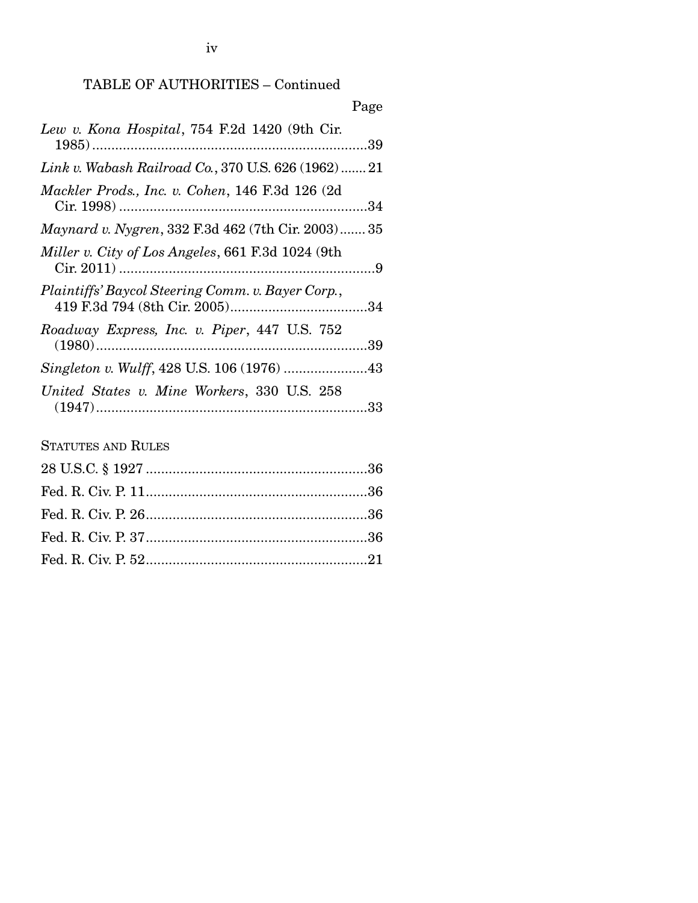TABLE OF AUTHORITIES – Continued

Page

*Lew v. Kona Hospital*, 754 F.2d 1420 (9th Cir. 1985) ........................................................................39

*Link v. Wabash Railroad Co.*, 370 U.S. 626 (1962) ....... 21

*Mackler Prods., Inc. v. Cohen*, 146 F.3d 126 (2d Cir. 1998) ................................................................34

*Maynard v. Nygren*, 332 F.3d 462 (7th Cir. 2003) ....... 35

*Miller v. City of Los Angeles*, 661 F.3d 1024 (9th Cir. 2011) ..................................................................9

*Plaintiffs' Baycol Steering Comm. v. Bayer Corp.*, 419 F.3d 794 (8th Cir. 2005) ....................................34

*Roadway Express, Inc. v. Piper*, 447 U.S. 752 (1980) ......................................................................39

*Singleton v. Wulff*, 428 U.S. 106 (1976) ......................43

*United States v. Mine Workers*, 330 U.S. 258 (1947) ......................................................................33

STATUTES AND RULES

28 U.S.C. § 1927 ..........................................................36

Fed. R. Civ. P. 11 ..........................................................36

Fed. R. Civ. P. 26 ..........................................................36

Fed. R. Civ. P. 37 ..........................................................36

Fed. R. Civ. P. 52 ..........................................................21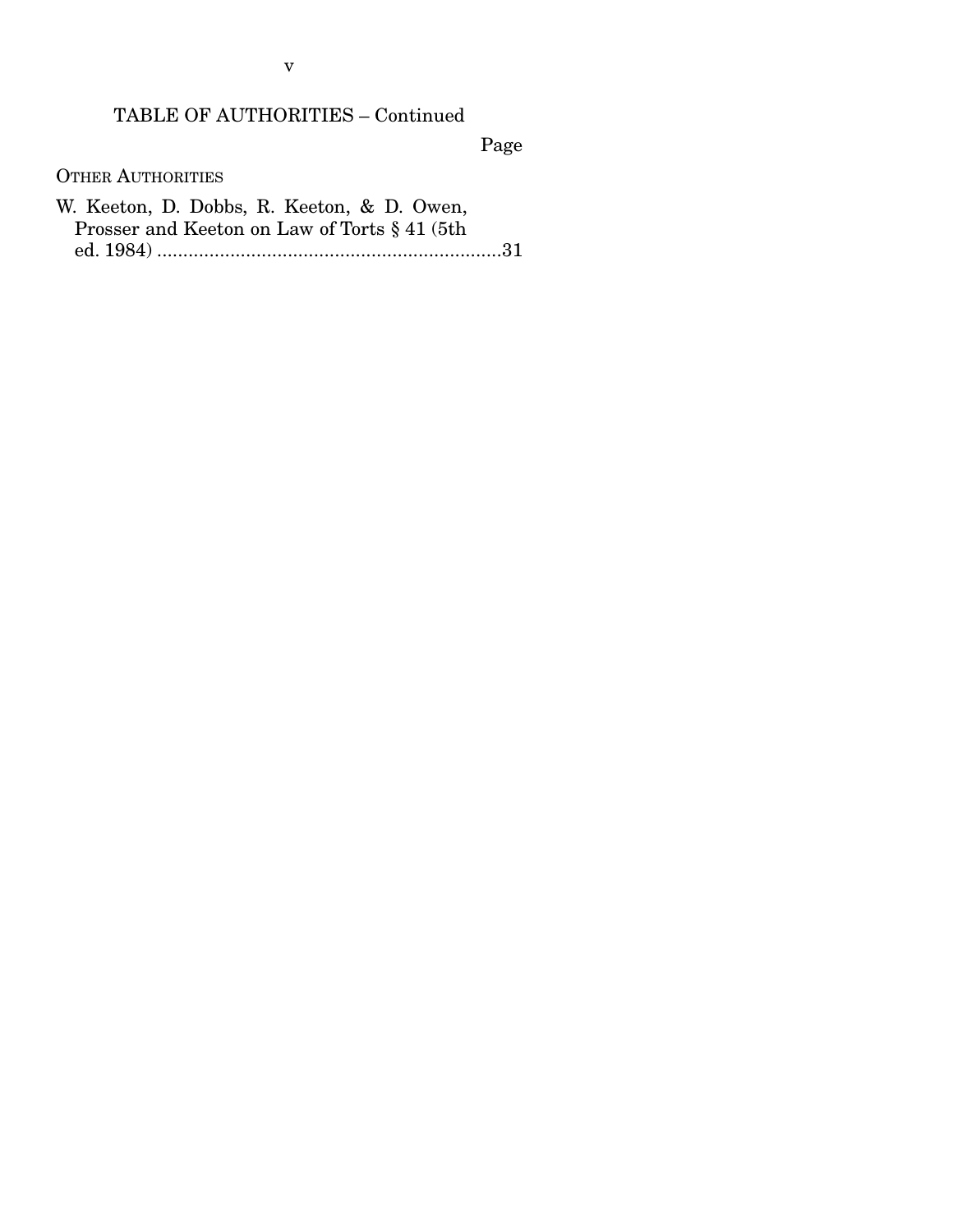## TABLE OF AUTHORITIES – Continued

Page

OTHER AUTHORITIES

W. Keeton, D. Dobbs, R. Keeton, & D. Owen, Prosser and Keeton on Law of Torts § 41 (5th ed. 1984) ..................................................................31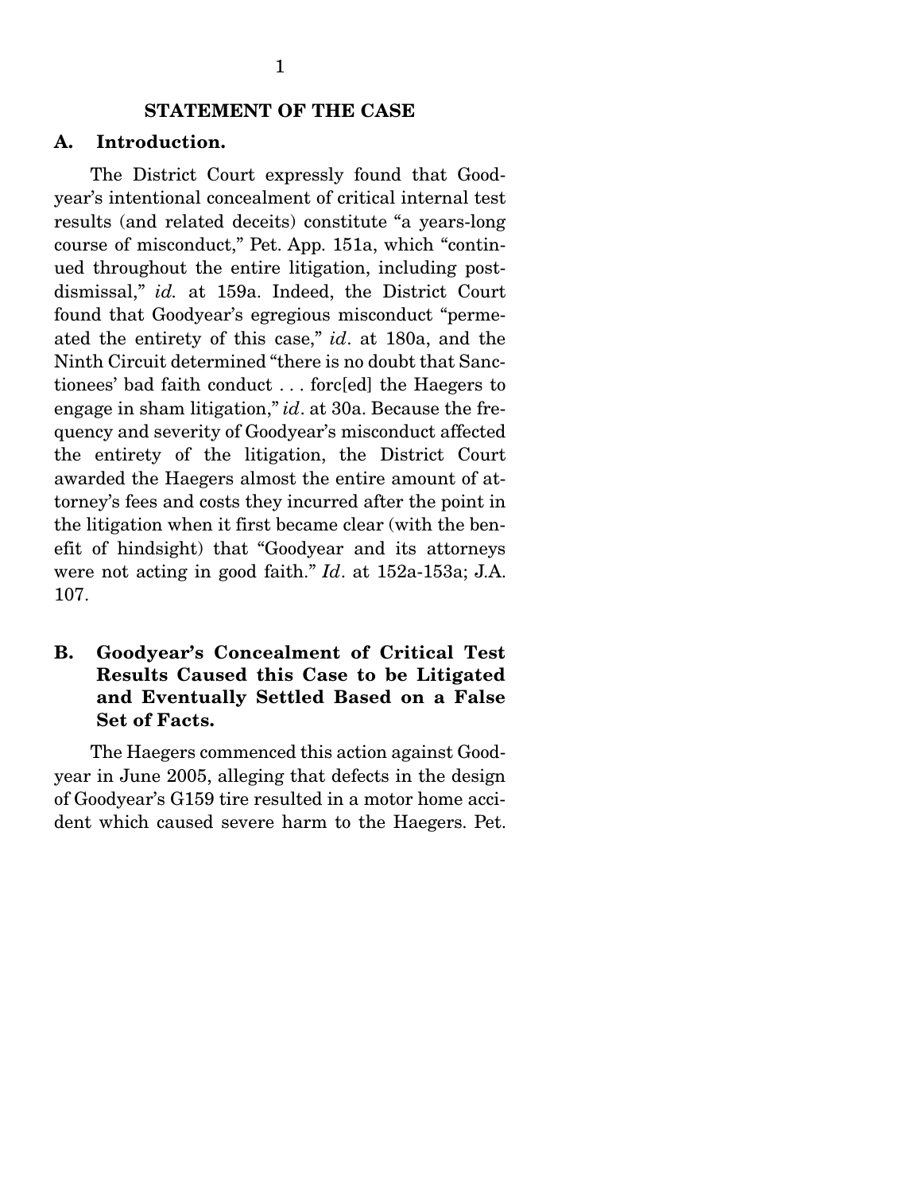## STATEMENT OF THE CASE

### A. Introduction.

The District Court expressly found that Goodyear's intentional concealment of critical internal test results (and related deceits) constitute "a years-long course of misconduct," Pet. App. 151a, which "continued throughout the entire litigation, including post-dismissal," *id.* at 159a. Indeed, the District Court found that Goodyear's egregious misconduct "permeated the entirety of this case," *id*. at 180a, and the Ninth Circuit determined "there is no doubt that Sanctionees' bad faith conduct . . . forc[ed] the Haegers to engage in sham litigation," *id*. at 30a. Because the frequency and severity of Goodyear's misconduct affected the entirety of the litigation, the District Court awarded the Haegers almost the entire amount of attorney's fees and costs they incurred after the point in the litigation when it first became clear (with the benefit of hindsight) that "Goodyear and its attorneys were not acting in good faith." *Id*. at 152a-153a; J.A. 107.

### B. Goodyear's Concealment of Critical Test Results Caused this Case to be Litigated and Eventually Settled Based on a False Set of Facts.

The Haegers commenced this action against Goodyear in June 2005, alleging that defects in the design of Goodyear's G159 tire resulted in a motor home accident which caused severe harm to the Haegers. Pet.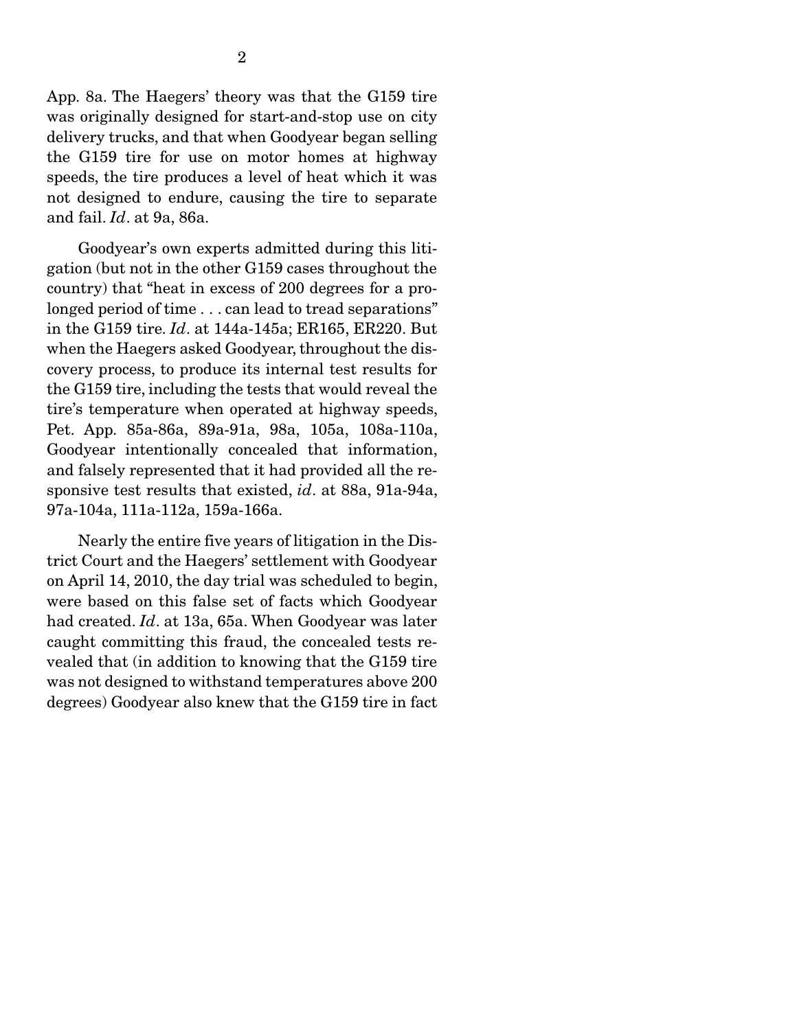App. 8a. The Haegers' theory was that the G159 tire was originally designed for start-and-stop use on city delivery trucks, and that when Goodyear began selling the G159 tire for use on motor homes at highway speeds, the tire produces a level of heat which it was not designed to endure, causing the tire to separate and fail. *Id*. at 9a, 86a.

Goodyear's own experts admitted during this litigation (but not in the other G159 cases throughout the country) that "heat in excess of 200 degrees for a prolonged period of time . . . can lead to tread separations" in the G159 tire. *Id*. at 144a-145a; ER165, ER220. But when the Haegers asked Goodyear, throughout the discovery process, to produce its internal test results for the G159 tire, including the tests that would reveal the tire's temperature when operated at highway speeds, Pet. App. 85a-86a, 89a-91a, 98a, 105a, 108a-110a, Goodyear intentionally concealed that information, and falsely represented that it had provided all the responsive test results that existed, *id*. at 88a, 91a-94a, 97a-104a, 111a-112a, 159a-166a.

Nearly the entire five years of litigation in the District Court and the Haegers' settlement with Goodyear on April 14, 2010, the day trial was scheduled to begin, were based on this false set of facts which Goodyear had created. *Id*. at 13a, 65a. When Goodyear was later caught committing this fraud, the concealed tests revealed that (in addition to knowing that the G159 tire was not designed to withstand temperatures above 200 degrees) Goodyear also knew that the G159 tire in fact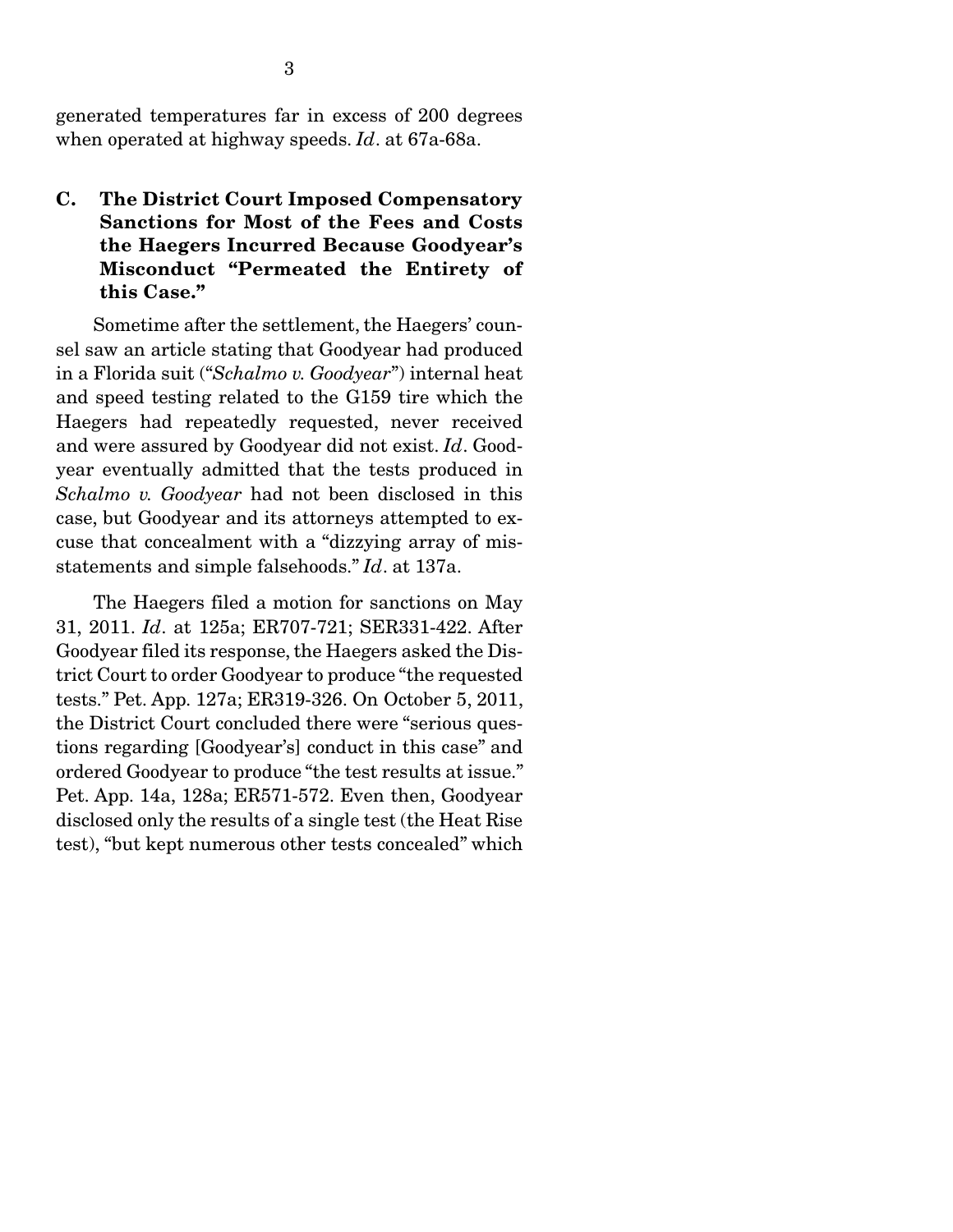generated temperatures far in excess of 200 degrees when operated at highway speeds. *Id*. at 67a-68a.

### C. The District Court Imposed Compensatory Sanctions for Most of the Fees and Costs the Haegers Incurred Because Goodyear's Misconduct "Permeated the Entirety of this Case."

Sometime after the settlement, the Haegers' counsel saw an article stating that Goodyear had produced in a Florida suit ("*Schalmo v. Goodyear*") internal heat and speed testing related to the G159 tire which the Haegers had repeatedly requested, never received and were assured by Goodyear did not exist. *Id*. Goodyear eventually admitted that the tests produced in *Schalmo v. Goodyear* had not been disclosed in this case, but Goodyear and its attorneys attempted to excuse that concealment with a "dizzying array of misstatements and simple falsehoods." *Id*. at 137a.

The Haegers filed a motion for sanctions on May 31, 2011. *Id*. at 125a; ER707-721; SER331-422. After Goodyear filed its response, the Haegers asked the District Court to order Goodyear to produce "the requested tests." Pet. App. 127a; ER319-326. On October 5, 2011, the District Court concluded there were "serious questions regarding [Goodyear's] conduct in this case" and ordered Goodyear to produce "the test results at issue." Pet. App. 14a, 128a; ER571-572. Even then, Goodyear disclosed only the results of a single test (the Heat Rise test), "but kept numerous other tests concealed" which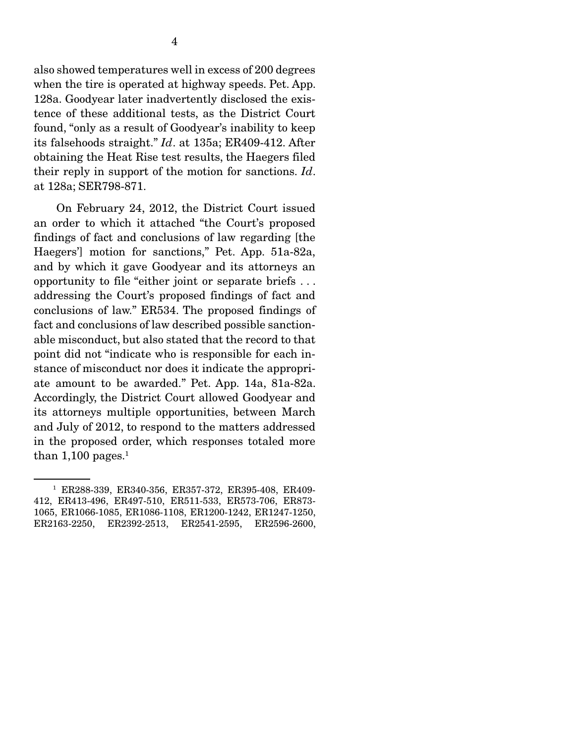also showed temperatures well in excess of 200 degrees when the tire is operated at highway speeds. Pet. App. 128a. Goodyear later inadvertently disclosed the existence of these additional tests, as the District Court found, "only as a result of Goodyear's inability to keep its falsehoods straight." *Id*. at 135a; ER409-412. After obtaining the Heat Rise test results, the Haegers filed their reply in support of the motion for sanctions. *Id*. at 128a; SER798-871.

On February 24, 2012, the District Court issued an order to which it attached "the Court's proposed findings of fact and conclusions of law regarding [the Haegers'] motion for sanctions," Pet. App. 51a-82a, and by which it gave Goodyear and its attorneys an opportunity to file "either joint or separate briefs . . . addressing the Court's proposed findings of fact and conclusions of law." ER534. The proposed findings of fact and conclusions of law described possible sanctionable misconduct, but also stated that the record to that point did not "indicate who is responsible for each instance of misconduct nor does it indicate the appropriate amount to be awarded." Pet. App. 14a, 81a-82a. Accordingly, the District Court allowed Goodyear and its attorneys multiple opportunities, between March and July of 2012, to respond to the matters addressed in the proposed order, which responses totaled more than 1,100 pages.[1]

[1] ER288-339, ER340-356, ER357-372, ER395-408, ER409-412, ER413-496, ER497-510, ER511-533, ER573-706, ER873-1065, ER1066-1085, ER1086-1108, ER1200-1242, ER1247-1250, ER2163-2250, ER2392-2513, ER2541-2595, ER2596-2600,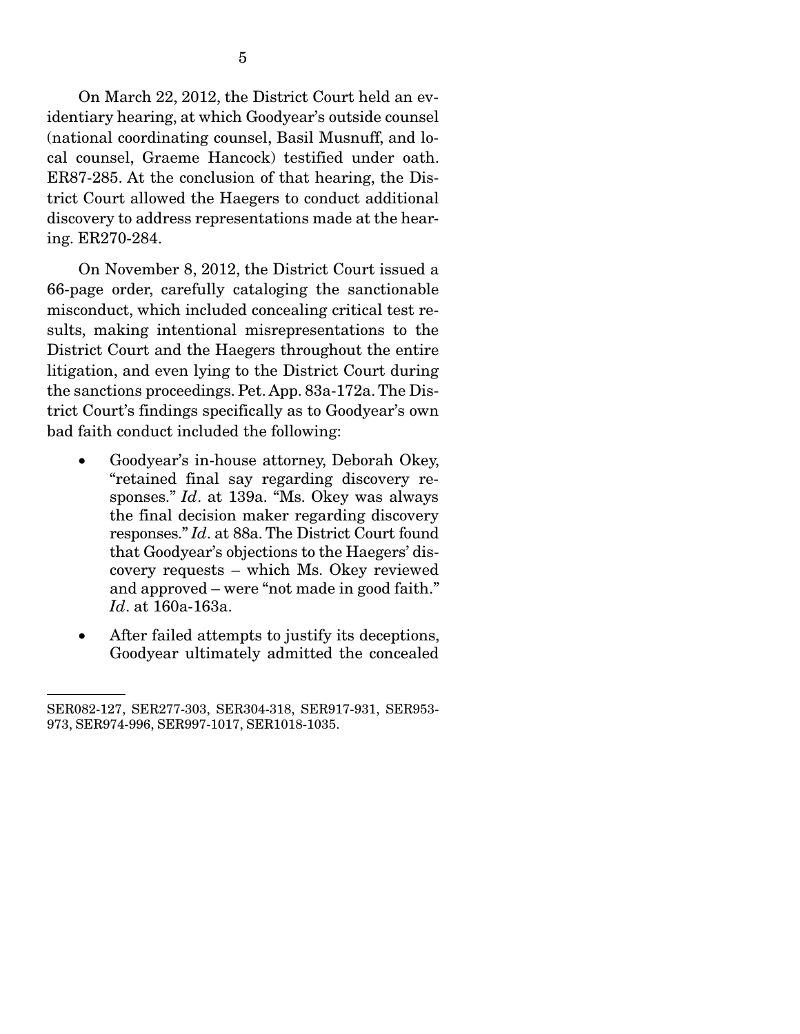On March 22, 2012, the District Court held an evidentiary hearing, at which Goodyear's outside counsel (national coordinating counsel, Basil Musnuff, and local counsel, Graeme Hancock) testified under oath. ER87-285. At the conclusion of that hearing, the District Court allowed the Haegers to conduct additional discovery to address representations made at the hearing. ER270-284.

On November 8, 2012, the District Court issued a 66-page order, carefully cataloging the sanctionable misconduct, which included concealing critical test results, making intentional misrepresentations to the District Court and the Haegers throughout the entire litigation, and even lying to the District Court during the sanctions proceedings. Pet. App. 83a-172a. The District Court's findings specifically as to Goodyear's own bad faith conduct included the following:

- Goodyear's in-house attorney, Deborah Okey, "retained final say regarding discovery responses." *Id*. at 139a. "Ms. Okey was always the final decision maker regarding discovery responses." *Id*. at 88a. The District Court found that Goodyear's objections to the Haegers' discovery requests – which Ms. Okey reviewed and approved – were "not made in good faith." *Id*. at 160a-163a.
- After failed attempts to justify its deceptions, Goodyear ultimately admitted the concealed

SER082-127, SER277-303, SER304-318, SER917-931, SER953-973, SER974-996, SER997-1017, SER1018-1035.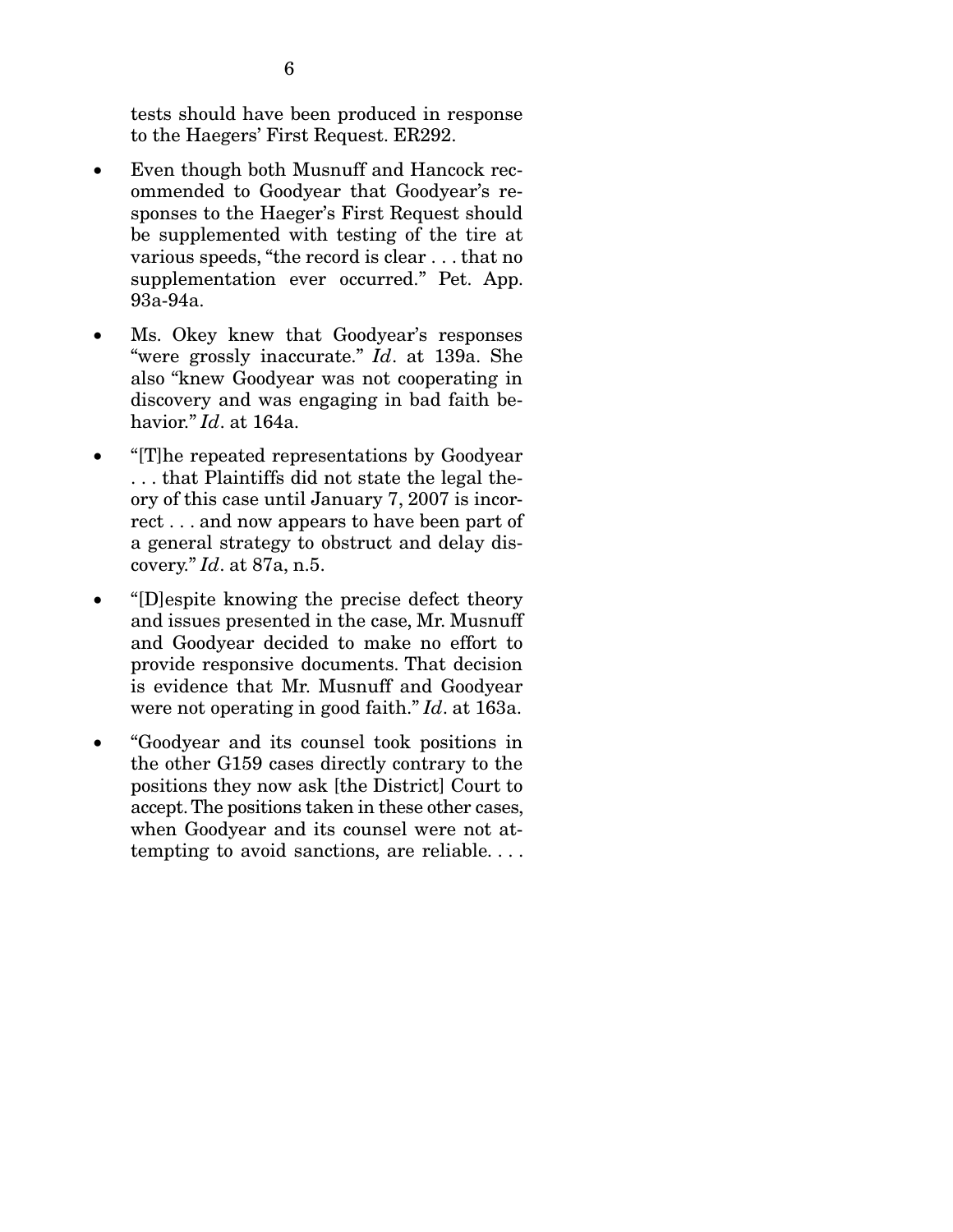tests should have been produced in response to the Haegers' First Request. ER292.

- Even though both Musnuff and Hancock recommended to Goodyear that Goodyear's responses to the Haeger's First Request should be supplemented with testing of the tire at various speeds, "the record is clear . . . that no supplementation ever occurred." Pet. App. 93a-94a.
- Ms. Okey knew that Goodyear's responses "were grossly inaccurate." *Id*. at 139a. She also "knew Goodyear was not cooperating in discovery and was engaging in bad faith behavior." *Id*. at 164a.
- "[T]he repeated representations by Goodyear . . . that Plaintiffs did not state the legal theory of this case until January 7, 2007 is incorrect . . . and now appears to have been part of a general strategy to obstruct and delay discovery." *Id*. at 87a, n.5.
- "[D]espite knowing the precise defect theory and issues presented in the case, Mr. Musnuff and Goodyear decided to make no effort to provide responsive documents. That decision is evidence that Mr. Musnuff and Goodyear were not operating in good faith." *Id*. at 163a.
- "Goodyear and its counsel took positions in the other G159 cases directly contrary to the positions they now ask [the District] Court to accept. The positions taken in these other cases, when Goodyear and its counsel were not attempting to avoid sanctions, are reliable. . . .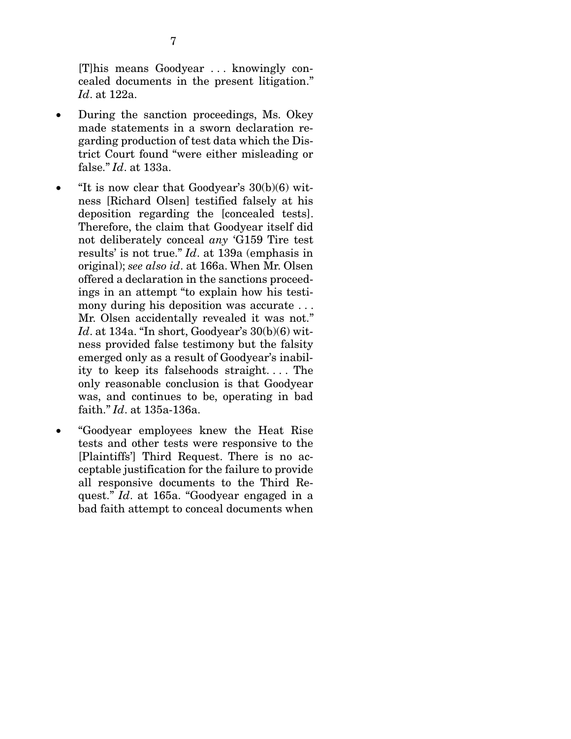[T]his means Goodyear . . . knowingly concealed documents in the present litigation." *Id*. at 122a.

- During the sanction proceedings, Ms. Okey made statements in a sworn declaration regarding production of test data which the District Court found "were either misleading or false." *Id*. at 133a.
- "It is now clear that Goodyear's 30(b)(6) witness [Richard Olsen] testified falsely at his deposition regarding the [concealed tests]. Therefore, the claim that Goodyear itself did not deliberately conceal *any* 'G159 Tire test results' is not true." *Id*. at 139a (emphasis in original); *see also id*. at 166a. When Mr. Olsen offered a declaration in the sanctions proceedings in an attempt "to explain how his testimony during his deposition was accurate . . . Mr. Olsen accidentally revealed it was not." *Id*. at 134a. "In short, Goodyear's 30(b)(6) witness provided false testimony but the falsity emerged only as a result of Goodyear's inability to keep its falsehoods straight. . . . The only reasonable conclusion is that Goodyear was, and continues to be, operating in bad faith." *Id*. at 135a-136a.
- "Goodyear employees knew the Heat Rise tests and other tests were responsive to the [Plaintiffs'] Third Request. There is no acceptable justification for the failure to provide all responsive documents to the Third Request." *Id*. at 165a. "Goodyear engaged in a bad faith attempt to conceal documents when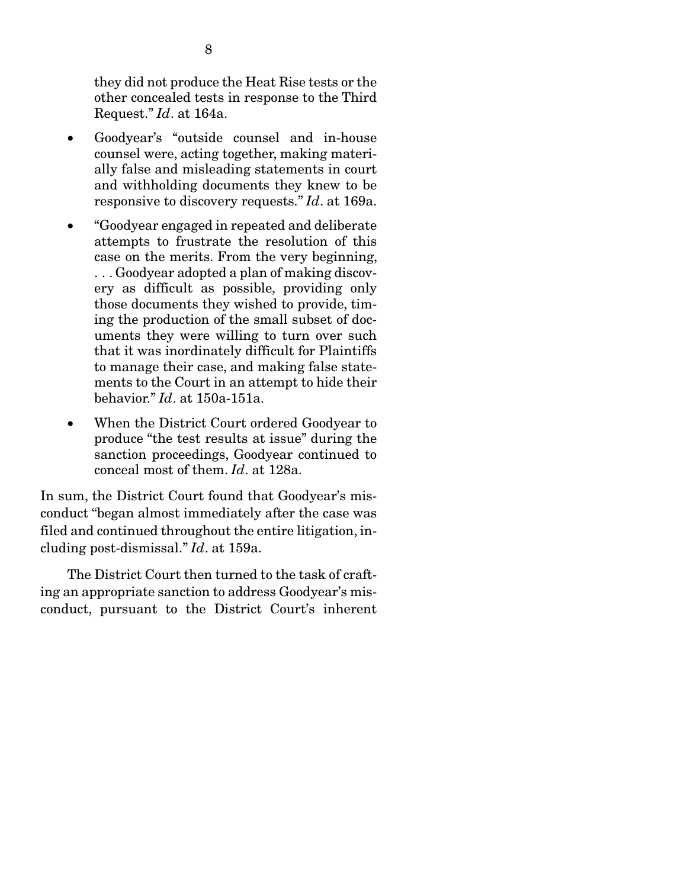they did not produce the Heat Rise tests or the other concealed tests in response to the Third Request." *Id*. at 164a.

- Goodyear's "outside counsel and in-house counsel were, acting together, making materially false and misleading statements in court and withholding documents they knew to be responsive to discovery requests." *Id*. at 169a.
- "Goodyear engaged in repeated and deliberate attempts to frustrate the resolution of this case on the merits. From the very beginning, . . . Goodyear adopted a plan of making discovery as difficult as possible, providing only those documents they wished to provide, timing the production of the small subset of documents they were willing to turn over such that it was inordinately difficult for Plaintiffs to manage their case, and making false statements to the Court in an attempt to hide their behavior." *Id*. at 150a-151a.
- When the District Court ordered Goodyear to produce "the test results at issue" during the sanction proceedings, Goodyear continued to conceal most of them. *Id*. at 128a.

In sum, the District Court found that Goodyear's misconduct "began almost immediately after the case was filed and continued throughout the entire litigation, including post-dismissal." *Id*. at 159a.

The District Court then turned to the task of crafting an appropriate sanction to address Goodyear's misconduct, pursuant to the District Court's inherent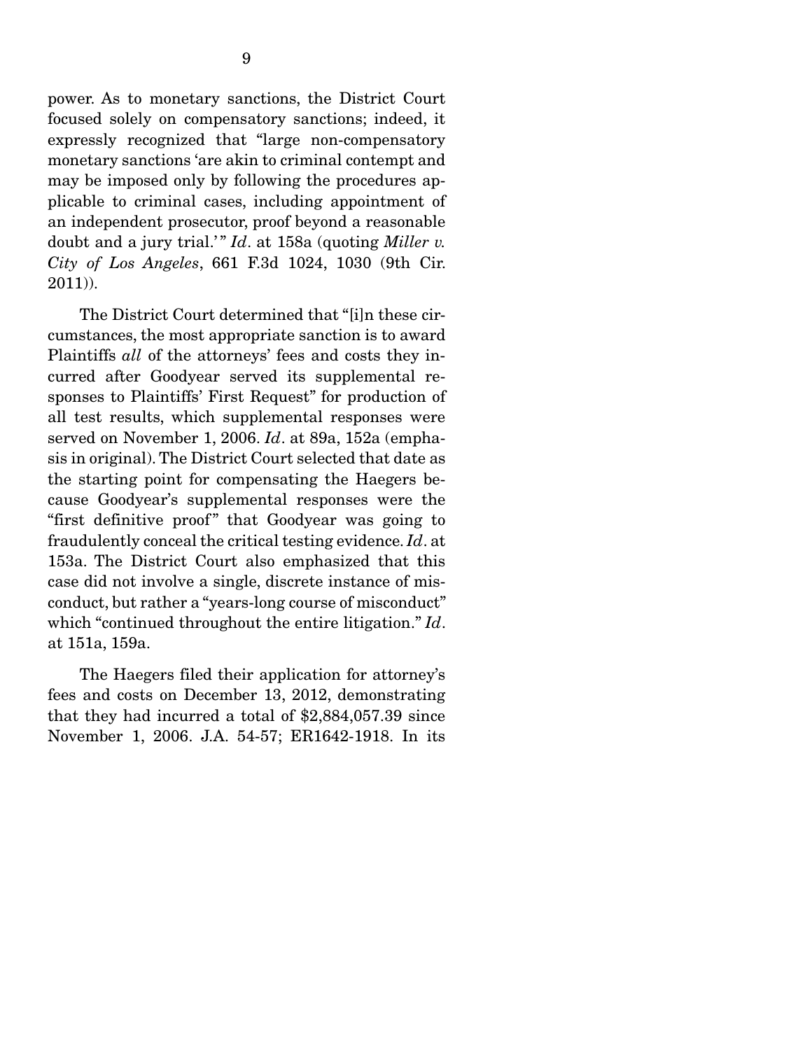power. As to monetary sanctions, the District Court focused solely on compensatory sanctions; indeed, it expressly recognized that "large non-compensatory monetary sanctions 'are akin to criminal contempt and may be imposed only by following the procedures applicable to criminal cases, including appointment of an independent prosecutor, proof beyond a reasonable doubt and a jury trial.'" *Id*. at 158a (quoting *Miller v. City of Los Angeles*, 661 F.3d 1024, 1030 (9th Cir. 2011)).

The District Court determined that "[i]n these circumstances, the most appropriate sanction is to award Plaintiffs *all* of the attorneys' fees and costs they incurred after Goodyear served its supplemental responses to Plaintiffs' First Request" for production of all test results, which supplemental responses were served on November 1, 2006. *Id*. at 89a, 152a (emphasis in original). The District Court selected that date as the starting point for compensating the Haegers because Goodyear's supplemental responses were the "first definitive proof" that Goodyear was going to fraudulently conceal the critical testing evidence. *Id*. at 153a. The District Court also emphasized that this case did not involve a single, discrete instance of misconduct, but rather a "years-long course of misconduct" which "continued throughout the entire litigation." *Id*. at 151a, 159a.

The Haegers filed their application for attorney's fees and costs on December 13, 2012, demonstrating that they had incurred a total of $2,884,057.39 since November 1, 2006. J.A. 54-57; ER1642-1918. In its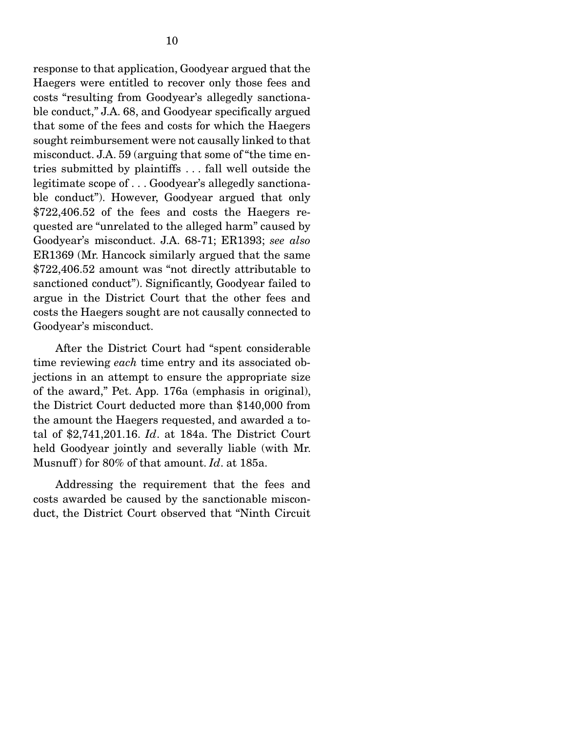response to that application, Goodyear argued that the Haegers were entitled to recover only those fees and costs "resulting from Goodyear's allegedly sanctionable conduct," J.A. 68, and Goodyear specifically argued that some of the fees and costs for which the Haegers sought reimbursement were not causally linked to that misconduct. J.A. 59 (arguing that some of "the time entries submitted by plaintiffs . . . fall well outside the legitimate scope of . . . Goodyear's allegedly sanctionable conduct"). However, Goodyear argued that only $722,406.52 of the fees and costs the Haegers requested are "unrelated to the alleged harm" caused by Goodyear's misconduct. J.A. 68-71; ER1393; *see also* ER1369 (Mr. Hancock similarly argued that the same $722,406.52 amount was "not directly attributable to sanctioned conduct"). Significantly, Goodyear failed to argue in the District Court that the other fees and costs the Haegers sought are not causally connected to Goodyear's misconduct.

After the District Court had "spent considerable time reviewing *each* time entry and its associated objections in an attempt to ensure the appropriate size of the award," Pet. App. 176a (emphasis in original), the District Court deducted more than $140,000 from the amount the Haegers requested, and awarded a total of $2,741,201.16. *Id*. at 184a. The District Court held Goodyear jointly and severally liable (with Mr. Musnuff) for 80% of that amount. *Id*. at 185a.

Addressing the requirement that the fees and costs awarded be caused by the sanctionable misconduct, the District Court observed that "Ninth Circuit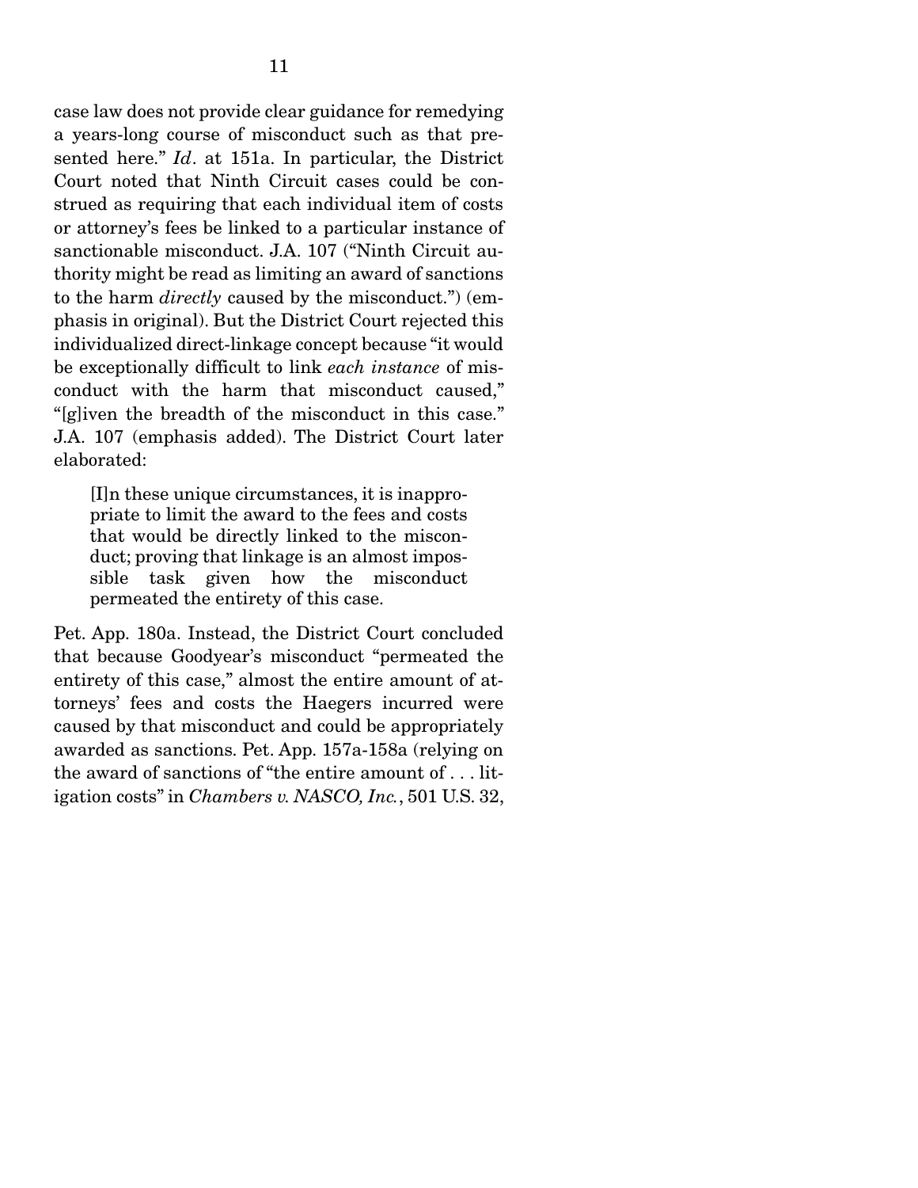case law does not provide clear guidance for remedying a years-long course of misconduct such as that presented here." *Id*. at 151a. In particular, the District Court noted that Ninth Circuit cases could be construed as requiring that each individual item of costs or attorney's fees be linked to a particular instance of sanctionable misconduct. J.A. 107 ("Ninth Circuit authority might be read as limiting an award of sanctions to the harm *directly* caused by the misconduct.") (emphasis in original). But the District Court rejected this individualized direct-linkage concept because "it would be exceptionally difficult to link *each instance* of misconduct with the harm that misconduct caused," "[g]iven the breadth of the misconduct in this case." J.A. 107 (emphasis added). The District Court later elaborated:

> [I]n these unique circumstances, it is inappropriate to limit the award to the fees and costs that would be directly linked to the misconduct; proving that linkage is an almost impossible task given how the misconduct permeated the entirety of this case.

Pet. App. 180a. Instead, the District Court concluded that because Goodyear's misconduct "permeated the entirety of this case," almost the entire amount of attorneys' fees and costs the Haegers incurred were caused by that misconduct and could be appropriately awarded as sanctions. Pet. App. 157a-158a (relying on the award of sanctions of "the entire amount of . . . litigation costs" in *Chambers v. NASCO, Inc.*, 501 U.S. 32,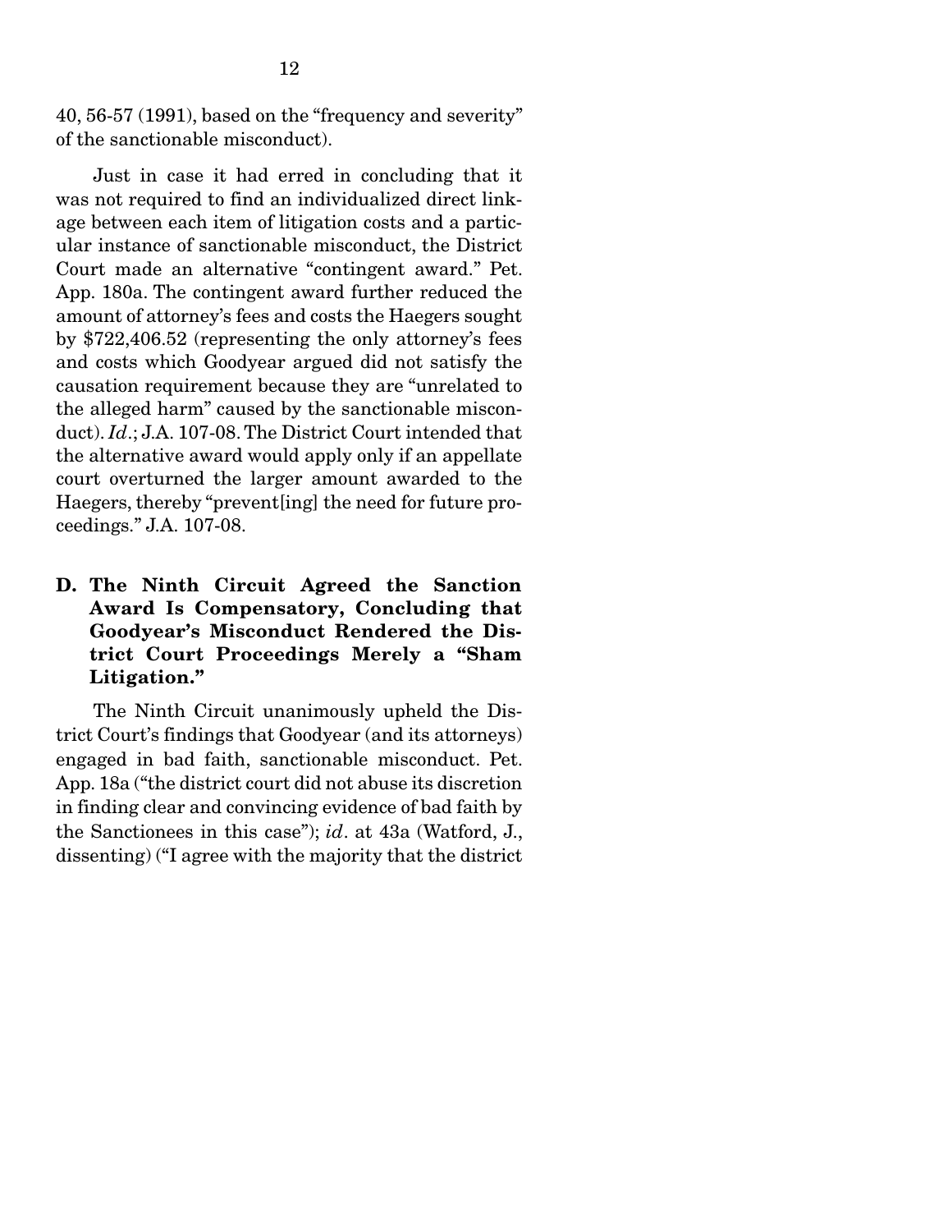40, 56-57 (1991), based on the "frequency and severity" of the sanctionable misconduct).

Just in case it had erred in concluding that it was not required to find an individualized direct linkage between each item of litigation costs and a particular instance of sanctionable misconduct, the District Court made an alternative "contingent award." Pet. App. 180a. The contingent award further reduced the amount of attorney's fees and costs the Haegers sought by $722,406.52 (representing the only attorney's fees and costs which Goodyear argued did not satisfy the causation requirement because they are "unrelated to the alleged harm" caused by the sanctionable misconduct). *Id*.; J.A. 107-08. The District Court intended that the alternative award would apply only if an appellate court overturned the larger amount awarded to the Haegers, thereby "prevent[ing] the need for future proceedings." J.A. 107-08.

### D. The Ninth Circuit Agreed the Sanction Award Is Compensatory, Concluding that Goodyear's Misconduct Rendered the District Court Proceedings Merely a "Sham Litigation."

The Ninth Circuit unanimously upheld the District Court's findings that Goodyear (and its attorneys) engaged in bad faith, sanctionable misconduct. Pet. App. 18a ("the district court did not abuse its discretion in finding clear and convincing evidence of bad faith by the Sanctionees in this case"); *id*. at 43a (Watford, J., dissenting) ("I agree with the majority that the district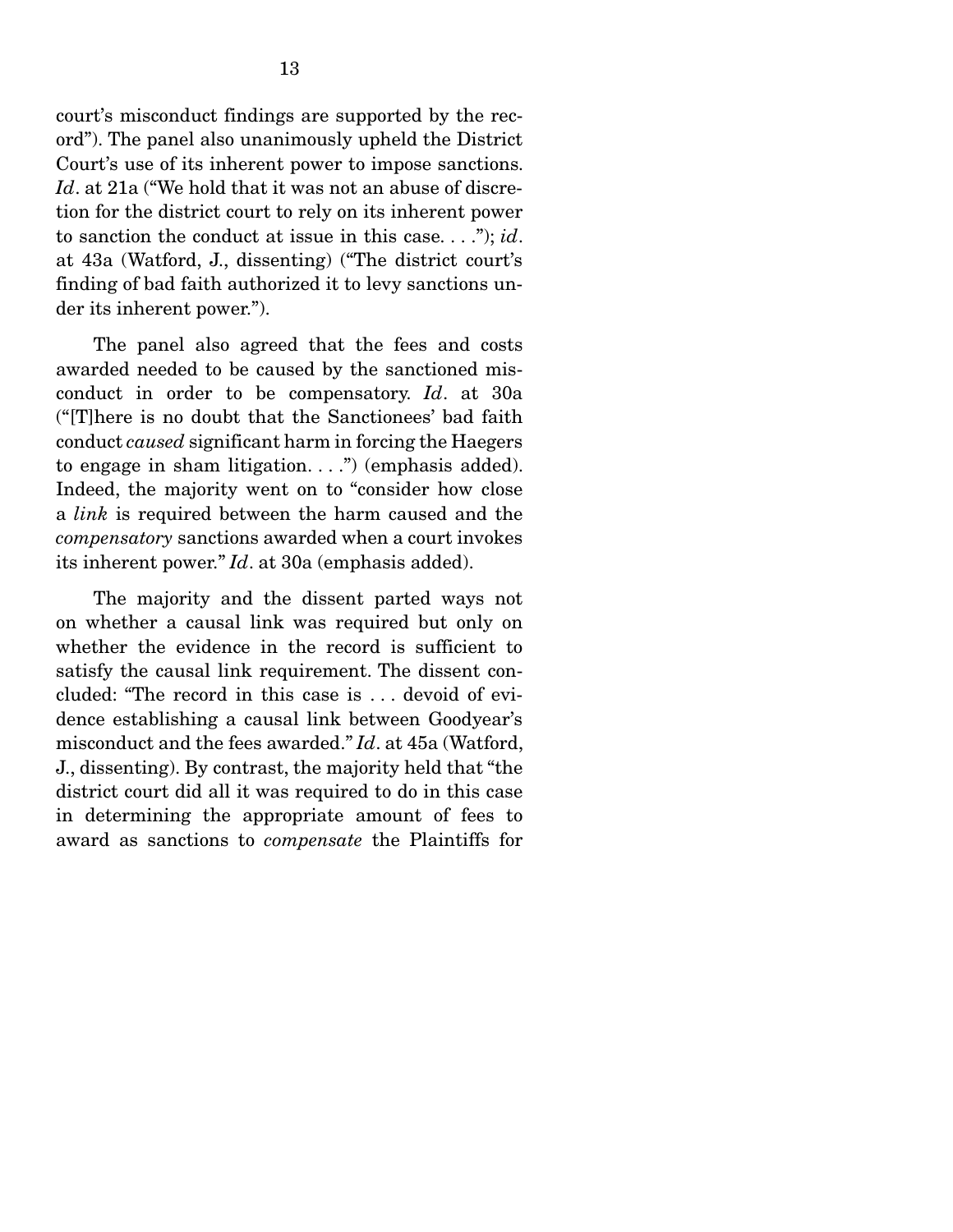court's misconduct findings are supported by the record"). The panel also unanimously upheld the District Court's use of its inherent power to impose sanctions. *Id*. at 21a ("We hold that it was not an abuse of discretion for the district court to rely on its inherent power to sanction the conduct at issue in this case. . . ."); *id*. at 43a (Watford, J., dissenting) ("The district court's finding of bad faith authorized it to levy sanctions under its inherent power.").

The panel also agreed that the fees and costs awarded needed to be caused by the sanctioned misconduct in order to be compensatory. *Id*. at 30a ("[T]here is no doubt that the Sanctionees' bad faith conduct *caused* significant harm in forcing the Haegers to engage in sham litigation. . . .") (emphasis added). Indeed, the majority went on to "consider how close a *link* is required between the harm caused and the *compensatory* sanctions awarded when a court invokes its inherent power." *Id*. at 30a (emphasis added).

The majority and the dissent parted ways not on whether a causal link was required but only on whether the evidence in the record is sufficient to satisfy the causal link requirement. The dissent concluded: "The record in this case is . . . devoid of evidence establishing a causal link between Goodyear's misconduct and the fees awarded." *Id*. at 45a (Watford, J., dissenting). By contrast, the majority held that "the district court did all it was required to do in this case in determining the appropriate amount of fees to award as sanctions to *compensate* the Plaintiffs for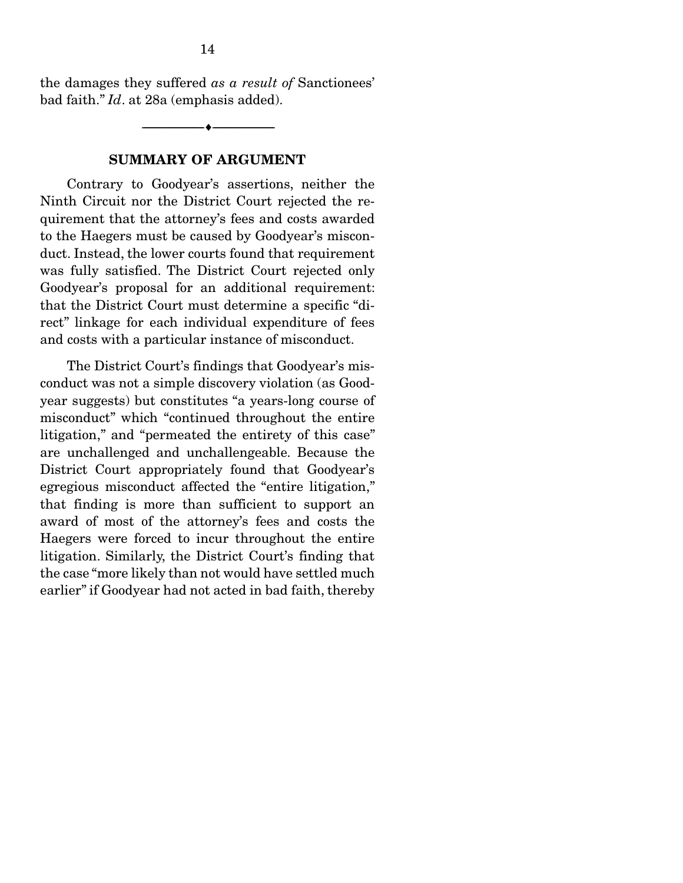the damages they suffered *as a result of* Sanctionees' bad faith." *Id*. at 28a (emphasis added).

---

## SUMMARY OF ARGUMENT

Contrary to Goodyear's assertions, neither the Ninth Circuit nor the District Court rejected the requirement that the attorney's fees and costs awarded to the Haegers must be caused by Goodyear's misconduct. Instead, the lower courts found that requirement was fully satisfied. The District Court rejected only Goodyear's proposal for an additional requirement: that the District Court must determine a specific "direct" linkage for each individual expenditure of fees and costs with a particular instance of misconduct.

The District Court's findings that Goodyear's misconduct was not a simple discovery violation (as Goodyear suggests) but constitutes "a years-long course of misconduct" which "continued throughout the entire litigation," and "permeated the entirety of this case" are unchallenged and unchallengeable. Because the District Court appropriately found that Goodyear's egregious misconduct affected the "entire litigation," that finding is more than sufficient to support an award of most of the attorney's fees and costs the Haegers were forced to incur throughout the entire litigation. Similarly, the District Court's finding that the case "more likely than not would have settled much earlier" if Goodyear had not acted in bad faith, thereby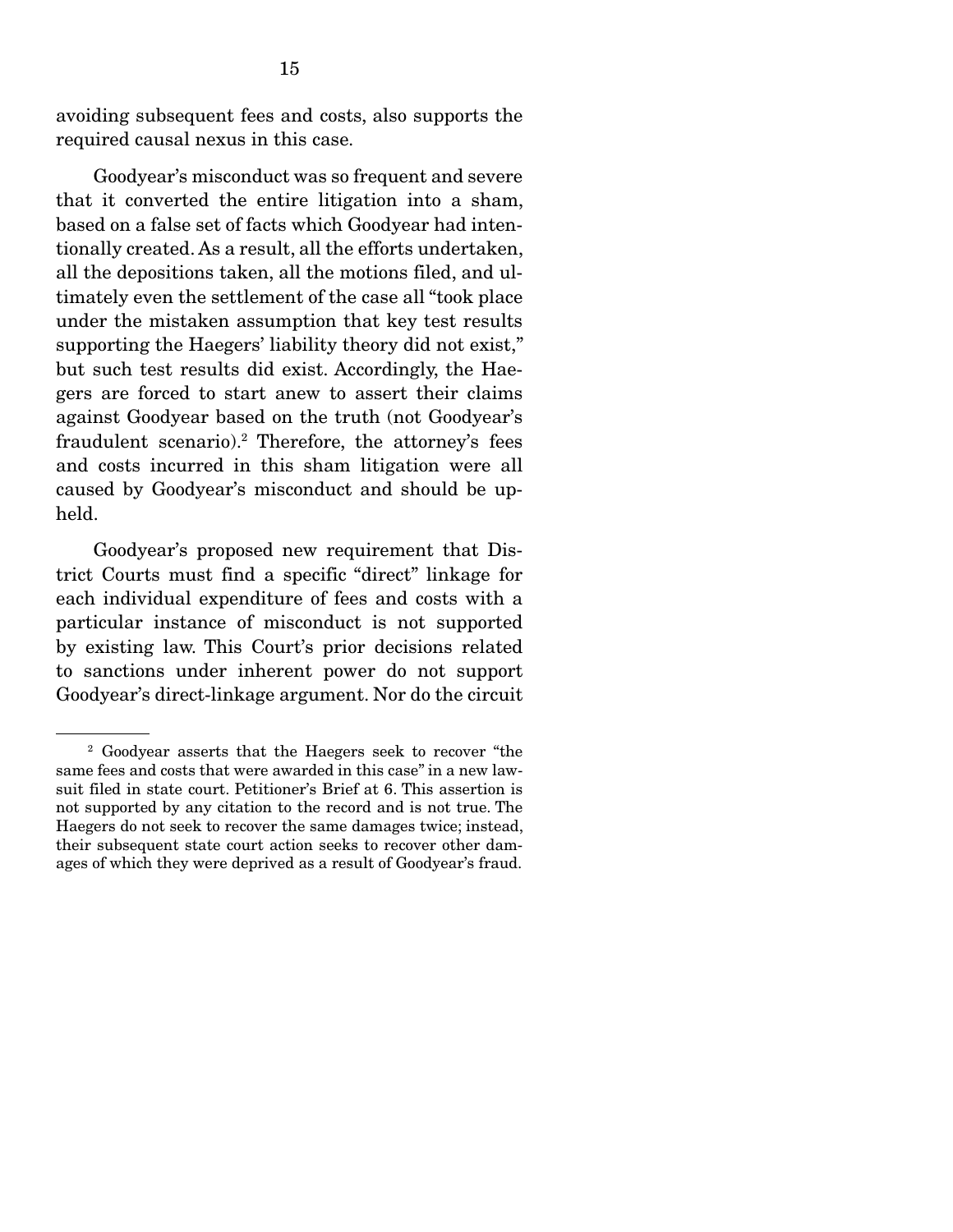avoiding subsequent fees and costs, also supports the required causal nexus in this case.

Goodyear's misconduct was so frequent and severe that it converted the entire litigation into a sham, based on a false set of facts which Goodyear had intentionally created. As a result, all the efforts undertaken, all the depositions taken, all the motions filed, and ultimately even the settlement of the case all "took place under the mistaken assumption that key test results supporting the Haegers' liability theory did not exist," but such test results did exist. Accordingly, the Haegers are forced to start anew to assert their claims against Goodyear based on the truth (not Goodyear's fraudulent scenario).[2] Therefore, the attorney's fees and costs incurred in this sham litigation were all caused by Goodyear's misconduct and should be upheld.

Goodyear's proposed new requirement that District Courts must find a specific "direct" linkage for each individual expenditure of fees and costs with a particular instance of misconduct is not supported by existing law. This Court's prior decisions related to sanctions under inherent power do not support Goodyear's direct-linkage argument. Nor do the circuit

---

[2] Goodyear asserts that the Haegers seek to recover "the same fees and costs that were awarded in this case" in a new lawsuit filed in state court. Petitioner's Brief at 6. This assertion is not supported by any citation to the record and is not true. The Haegers do not seek to recover the same damages twice; instead, their subsequent state court action seeks to recover other damages of which they were deprived as a result of Goodyear's fraud.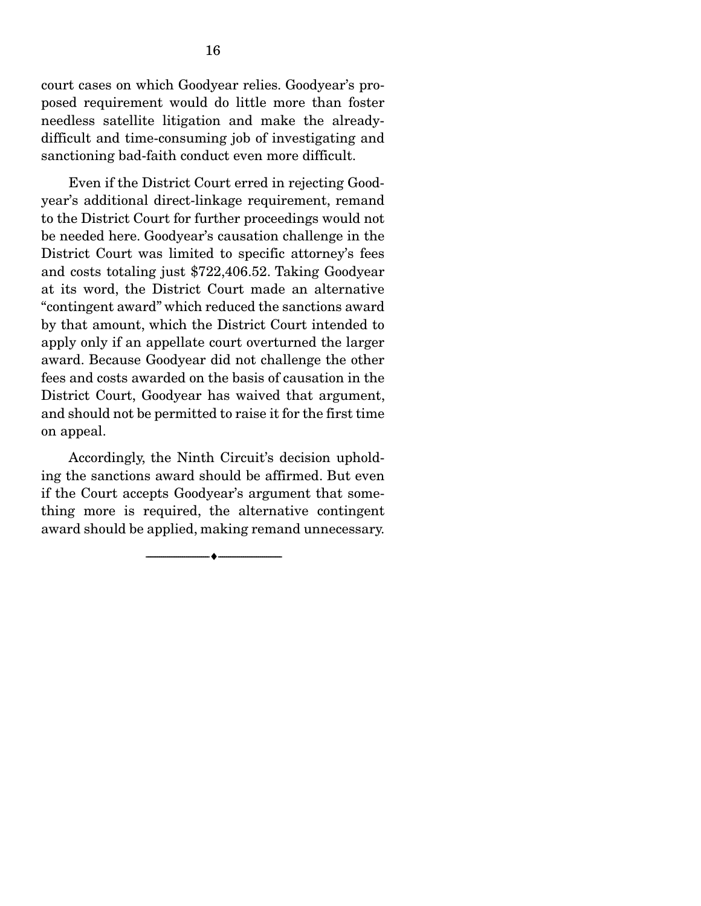court cases on which Goodyear relies. Goodyear's proposed requirement would do little more than foster needless satellite litigation and make the already-difficult and time-consuming job of investigating and sanctioning bad-faith conduct even more difficult.

Even if the District Court erred in rejecting Goodyear's additional direct-linkage requirement, remand to the District Court for further proceedings would not be needed here. Goodyear's causation challenge in the District Court was limited to specific attorney's fees and costs totaling just $722,406.52. Taking Goodyear at its word, the District Court made an alternative "contingent award" which reduced the sanctions award by that amount, which the District Court intended to apply only if an appellate court overturned the larger award. Because Goodyear did not challenge the other fees and costs awarded on the basis of causation in the District Court, Goodyear has waived that argument, and should not be permitted to raise it for the first time on appeal.

Accordingly, the Ninth Circuit's decision upholding the sanctions award should be affirmed. But even if the Court accepts Goodyear's argument that something more is required, the alternative contingent award should be applied, making remand unnecessary.

---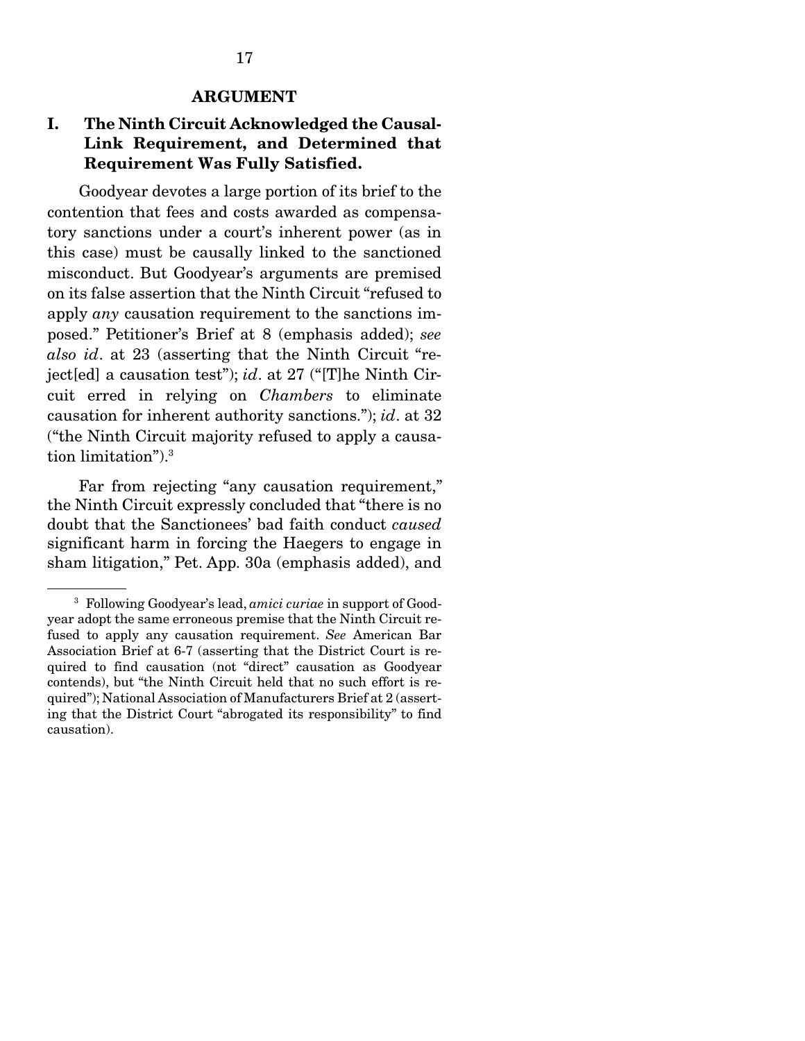## ARGUMENT

### I. The Ninth Circuit Acknowledged the Causal-Link Requirement, and Determined that Requirement Was Fully Satisfied.

Goodyear devotes a large portion of its brief to the contention that fees and costs awarded as compensatory sanctions under a court's inherent power (as in this case) must be causally linked to the sanctioned misconduct. But Goodyear's arguments are premised on its false assertion that the Ninth Circuit "refused to apply *any* causation requirement to the sanctions imposed." Petitioner's Brief at 8 (emphasis added); *see also id*. at 23 (asserting that the Ninth Circuit "reject[ed] a causation test"); *id*. at 27 ("[T]he Ninth Circuit erred in relying on *Chambers* to eliminate causation for inherent authority sanctions."); *id*. at 32 ("the Ninth Circuit majority refused to apply a causation limitation").[3]

Far from rejecting "any causation requirement," the Ninth Circuit expressly concluded that "there is no doubt that the Sanctionees' bad faith conduct *caused* significant harm in forcing the Haegers to engage in sham litigation," Pet. App. 30a (emphasis added), and

[3] Following Goodyear's lead, *amici curiae* in support of Goodyear adopt the same erroneous premise that the Ninth Circuit refused to apply any causation requirement. *See* American Bar Association Brief at 6-7 (asserting that the District Court is required to find causation (not "direct" causation as Goodyear contends), but "the Ninth Circuit held that no such effort is required"); National Association of Manufacturers Brief at 2 (asserting that the District Court "abrogated its responsibility" to find causation).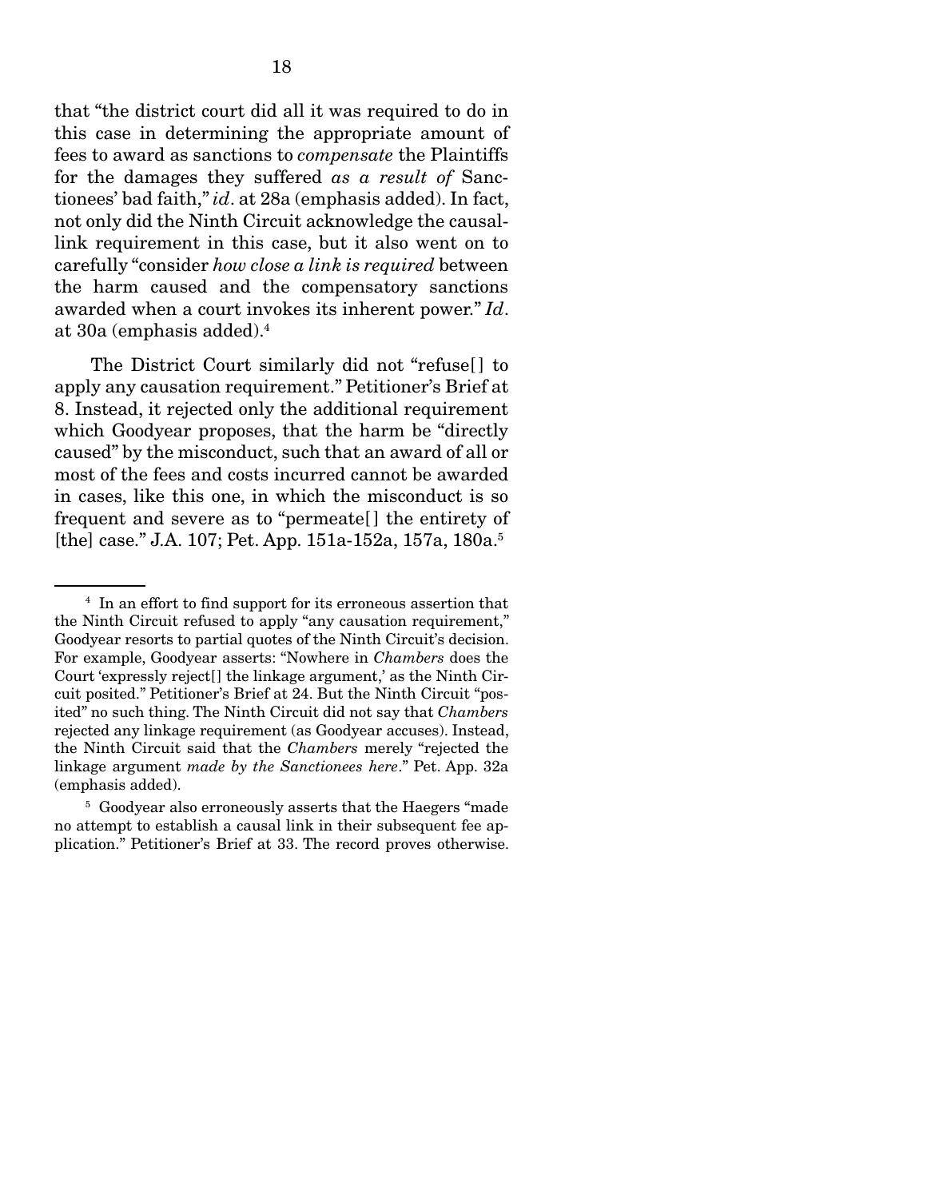that "the district court did all it was required to do in this case in determining the appropriate amount of fees to award as sanctions to *compensate* the Plaintiffs for the damages they suffered *as a result of* Sanctionees' bad faith," *id*. at 28a (emphasis added). In fact, not only did the Ninth Circuit acknowledge the causal-link requirement in this case, but it also went on to carefully "consider *how close a link is required* between the harm caused and the compensatory sanctions awarded when a court invokes its inherent power." *Id*. at 30a (emphasis added).[4]

The District Court similarly did not "refuse[] to apply any causation requirement." Petitioner's Brief at 8. Instead, it rejected only the additional requirement which Goodyear proposes, that the harm be "directly caused" by the misconduct, such that an award of all or most of the fees and costs incurred cannot be awarded in cases, like this one, in which the misconduct is so frequent and severe as to "permeate[] the entirety of [the] case." J.A. 107; Pet. App. 151a-152a, 157a, 180a.[5]

---

[4] In an effort to find support for its erroneous assertion that the Ninth Circuit refused to apply "any causation requirement," Goodyear resorts to partial quotes of the Ninth Circuit's decision. For example, Goodyear asserts: "Nowhere in *Chambers* does the Court 'expressly reject[] the linkage argument,' as the Ninth Circuit posited." Petitioner's Brief at 24. But the Ninth Circuit "posited" no such thing. The Ninth Circuit did not say that *Chambers* rejected any linkage requirement (as Goodyear accuses). Instead, the Ninth Circuit said that the *Chambers* merely "rejected the linkage argument *made by the Sanctionees here*." Pet. App. 32a (emphasis added).

[5] Goodyear also erroneously asserts that the Haegers "made no attempt to establish a causal link in their subsequent fee application." Petitioner's Brief at 33. The record proves otherwise.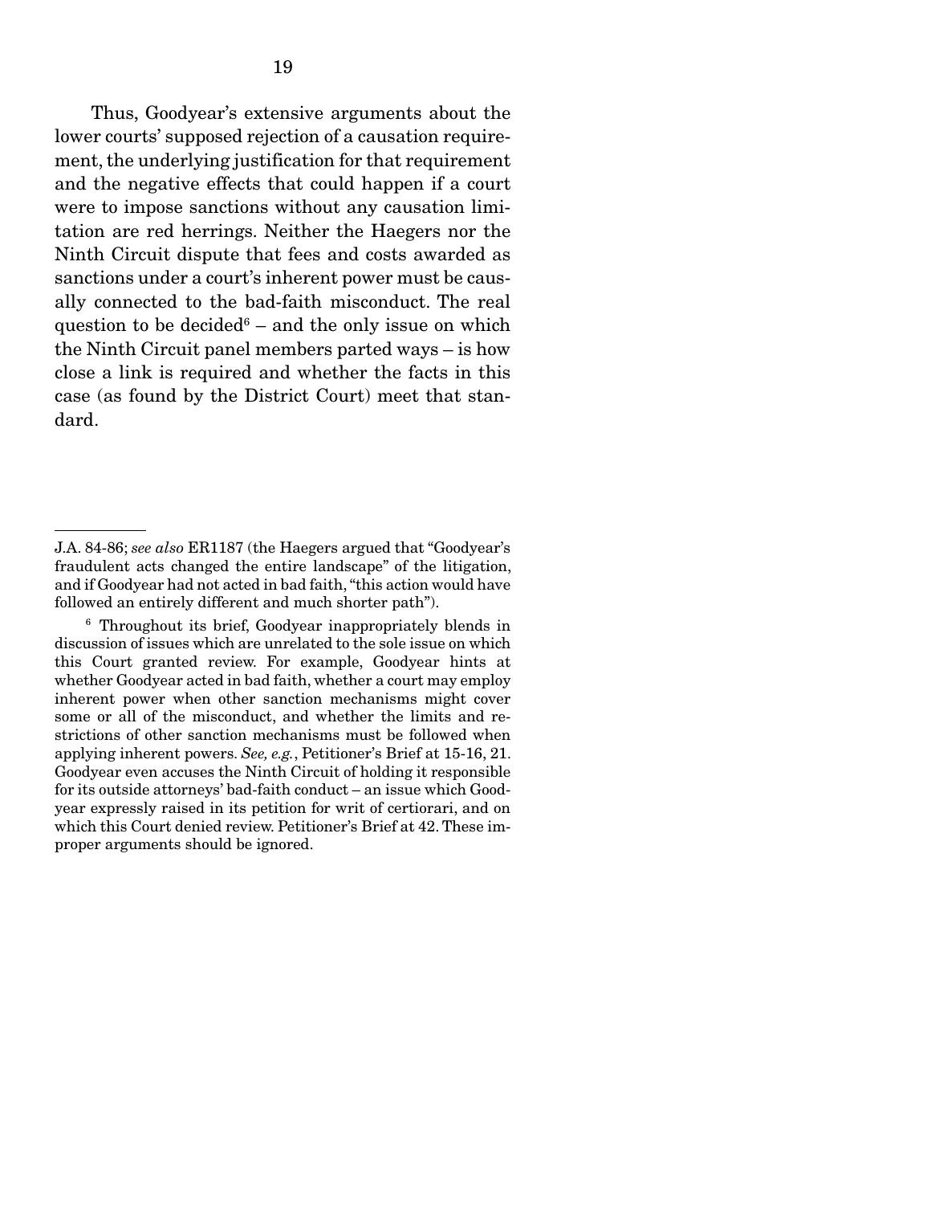Thus, Goodyear's extensive arguments about the lower courts' supposed rejection of a causation requirement, the underlying justification for that requirement and the negative effects that could happen if a court were to impose sanctions without any causation limitation are red herrings. Neither the Haegers nor the Ninth Circuit dispute that fees and costs awarded as sanctions under a court's inherent power must be causally connected to the bad-faith misconduct. The real question to be decided[6] – and the only issue on which the Ninth Circuit panel members parted ways – is how close a link is required and whether the facts in this case (as found by the District Court) meet that standard.

---

J.A. 84-86; *see also* ER1187 (the Haegers argued that "Goodyear's fraudulent acts changed the entire landscape" of the litigation, and if Goodyear had not acted in bad faith, "this action would have followed an entirely different and much shorter path").

[6] Throughout its brief, Goodyear inappropriately blends in discussion of issues which are unrelated to the sole issue on which this Court granted review. For example, Goodyear hints at whether Goodyear acted in bad faith, whether a court may employ inherent power when other sanction mechanisms might cover some or all of the misconduct, and whether the limits and restrictions of other sanction mechanisms must be followed when applying inherent powers. *See, e.g.*, Petitioner's Brief at 15-16, 21. Goodyear even accuses the Ninth Circuit of holding it responsible for its outside attorneys' bad-faith conduct – an issue which Goodyear expressly raised in its petition for writ of certiorari, and on which this Court denied review. Petitioner's Brief at 42. These improper arguments should be ignored.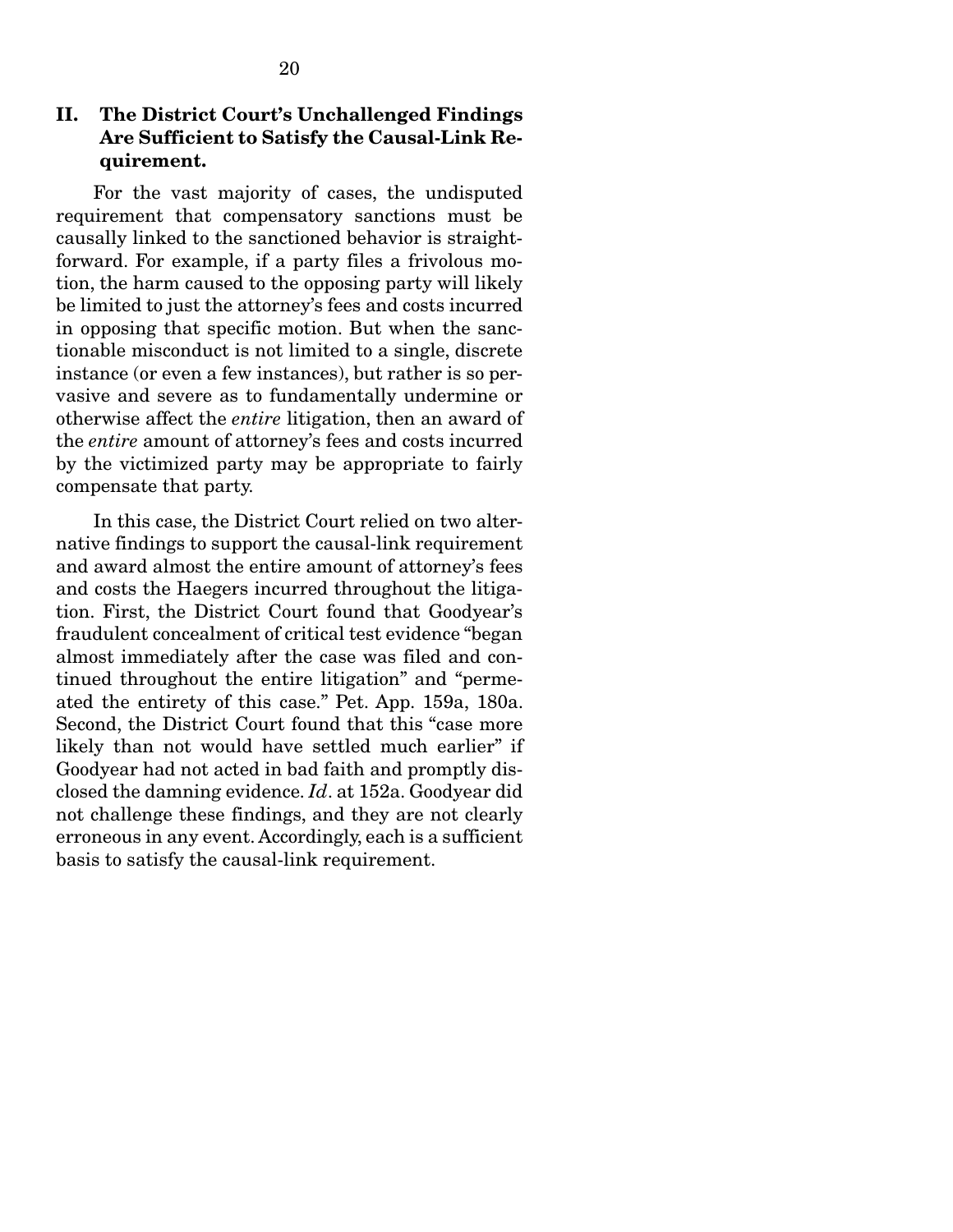## II. The District Court's Unchallenged Findings Are Sufficient to Satisfy the Causal-Link Requirement.

For the vast majority of cases, the undisputed requirement that compensatory sanctions must be causally linked to the sanctioned behavior is straightforward. For example, if a party files a frivolous motion, the harm caused to the opposing party will likely be limited to just the attorney's fees and costs incurred in opposing that specific motion. But when the sanctionable misconduct is not limited to a single, discrete instance (or even a few instances), but rather is so pervasive and severe as to fundamentally undermine or otherwise affect the *entire* litigation, then an award of the *entire* amount of attorney's fees and costs incurred by the victimized party may be appropriate to fairly compensate that party.

In this case, the District Court relied on two alternative findings to support the causal-link requirement and award almost the entire amount of attorney's fees and costs the Haegers incurred throughout the litigation. First, the District Court found that Goodyear's fraudulent concealment of critical test evidence "began almost immediately after the case was filed and continued throughout the entire litigation" and "permeated the entirety of this case." Pet. App. 159a, 180a. Second, the District Court found that this "case more likely than not would have settled much earlier" if Goodyear had not acted in bad faith and promptly disclosed the damning evidence. *Id*. at 152a. Goodyear did not challenge these findings, and they are not clearly erroneous in any event. Accordingly, each is a sufficient basis to satisfy the causal-link requirement.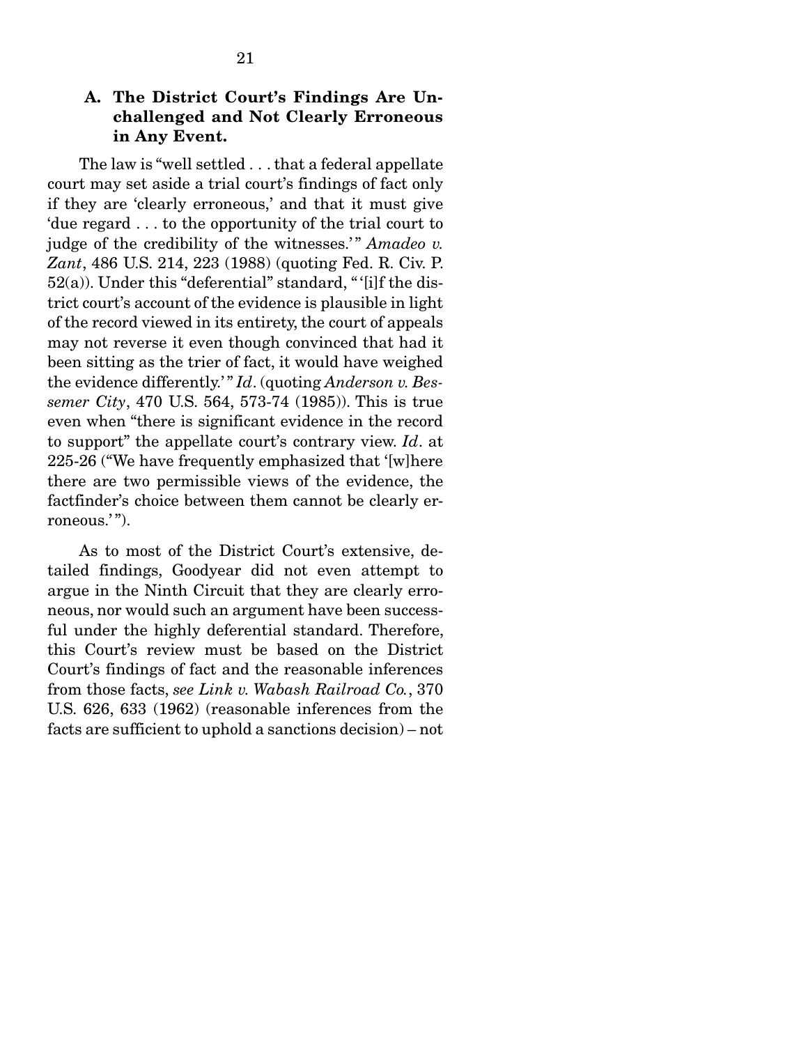### A. The District Court's Findings Are Unchallenged and Not Clearly Erroneous in Any Event.

The law is "well settled . . . that a federal appellate court may set aside a trial court's findings of fact only if they are 'clearly erroneous,' and that it must give 'due regard . . . to the opportunity of the trial court to judge of the credibility of the witnesses.'" *Amadeo v. Zant*, 486 U.S. 214, 223 (1988) (quoting Fed. R. Civ. P. 52(a)). Under this "deferential" standard, "'[i]f the district court's account of the evidence is plausible in light of the record viewed in its entirety, the court of appeals may not reverse it even though convinced that had it been sitting as the trier of fact, it would have weighed the evidence differently.'" *Id*. (quoting *Anderson v. Bessemer City*, 470 U.S. 564, 573-74 (1985)). This is true even when "there is significant evidence in the record to support" the appellate court's contrary view. *Id*. at 225-26 ("We have frequently emphasized that '[w]here there are two permissible views of the evidence, the factfinder's choice between them cannot be clearly erroneous.'").

As to most of the District Court's extensive, detailed findings, Goodyear did not even attempt to argue in the Ninth Circuit that they are clearly erroneous, nor would such an argument have been successful under the highly deferential standard. Therefore, this Court's review must be based on the District Court's findings of fact and the reasonable inferences from those facts, *see Link v. Wabash Railroad Co.*, 370 U.S. 626, 633 (1962) (reasonable inferences from the facts are sufficient to uphold a sanctions decision) – not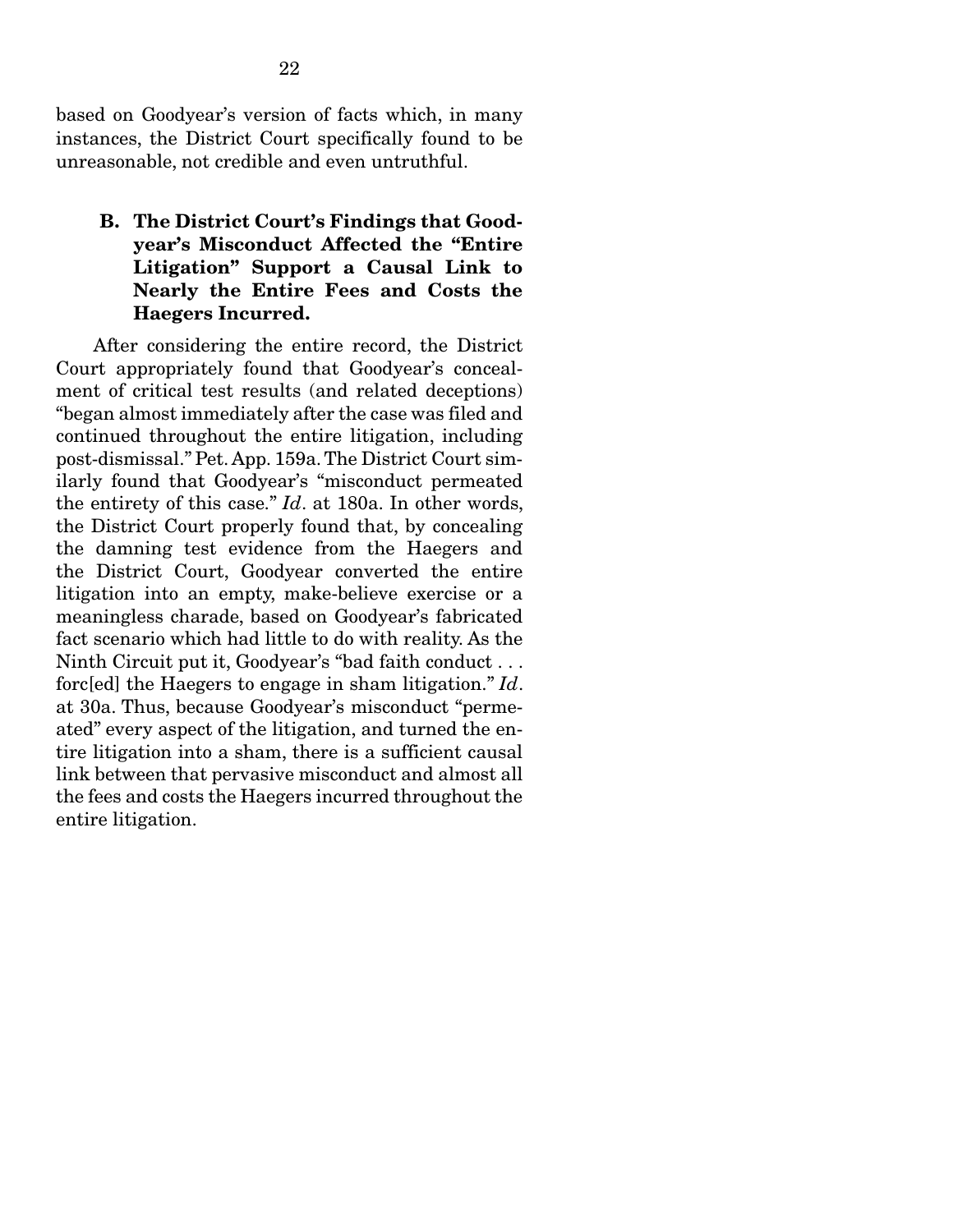based on Goodyear's version of facts which, in many instances, the District Court specifically found to be unreasonable, not credible and even untruthful.

### B. The District Court's Findings that Goodyear's Misconduct Affected the "Entire Litigation" Support a Causal Link to Nearly the Entire Fees and Costs the Haegers Incurred.

After considering the entire record, the District Court appropriately found that Goodyear's concealment of critical test results (and related deceptions) "began almost immediately after the case was filed and continued throughout the entire litigation, including post-dismissal." Pet. App. 159a. The District Court similarly found that Goodyear's "misconduct permeated the entirety of this case." *Id*. at 180a. In other words, the District Court properly found that, by concealing the damning test evidence from the Haegers and the District Court, Goodyear converted the entire litigation into an empty, make-believe exercise or a meaningless charade, based on Goodyear's fabricated fact scenario which had little to do with reality. As the Ninth Circuit put it, Goodyear's "bad faith conduct . . . forc[ed] the Haegers to engage in sham litigation." *Id*. at 30a. Thus, because Goodyear's misconduct "permeated" every aspect of the litigation, and turned the entire litigation into a sham, there is a sufficient causal link between that pervasive misconduct and almost all the fees and costs the Haegers incurred throughout the entire litigation.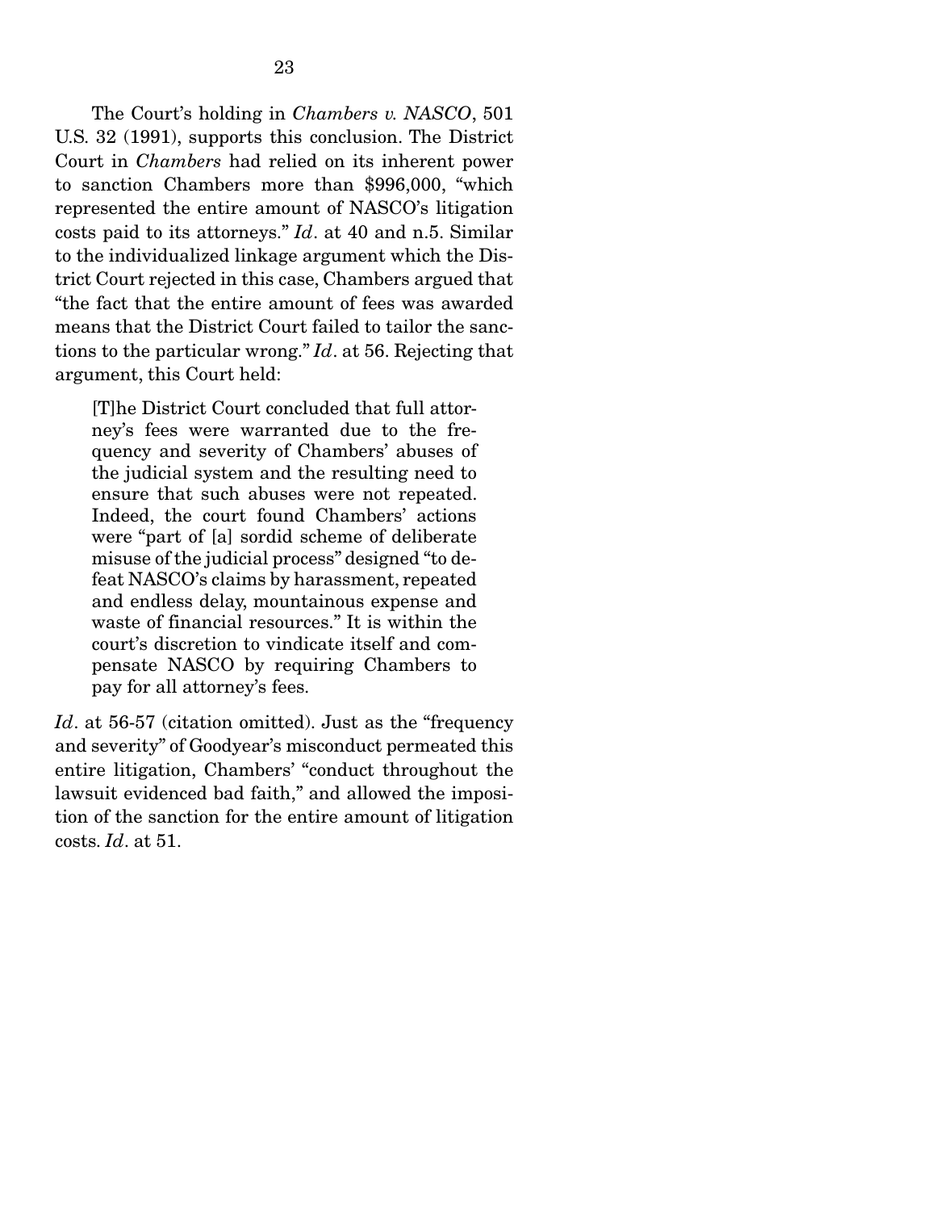The Court's holding in *Chambers v. NASCO*, 501 U.S. 32 (1991), supports this conclusion. The District Court in *Chambers* had relied on its inherent power to sanction Chambers more than $996,000, "which represented the entire amount of NASCO's litigation costs paid to its attorneys." *Id*. at 40 and n.5. Similar to the individualized linkage argument which the District Court rejected in this case, Chambers argued that "the fact that the entire amount of fees was awarded means that the District Court failed to tailor the sanctions to the particular wrong." *Id*. at 56. Rejecting that argument, this Court held:

> [T]he District Court concluded that full attorney's fees were warranted due to the frequency and severity of Chambers' abuses of the judicial system and the resulting need to ensure that such abuses were not repeated. Indeed, the court found Chambers' actions were "part of [a] sordid scheme of deliberate misuse of the judicial process" designed "to defeat NASCO's claims by harassment, repeated and endless delay, mountainous expense and waste of financial resources." It is within the court's discretion to vindicate itself and compensate NASCO by requiring Chambers to pay for all attorney's fees.

*Id*. at 56-57 (citation omitted). Just as the "frequency and severity" of Goodyear's misconduct permeated this entire litigation, Chambers' "conduct throughout the lawsuit evidenced bad faith," and allowed the imposition of the sanction for the entire amount of litigation costs. *Id*. at 51.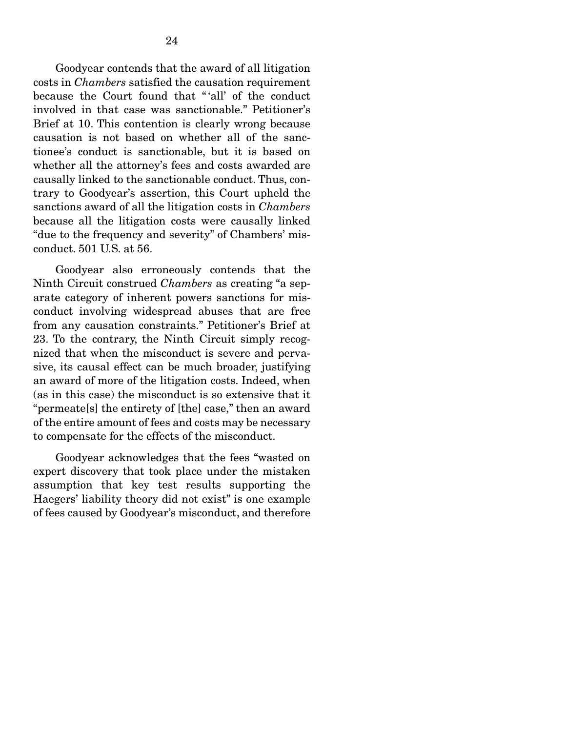Goodyear contends that the award of all litigation costs in *Chambers* satisfied the causation requirement because the Court found that "'all' of the conduct involved in that case was sanctionable." Petitioner's Brief at 10. This contention is clearly wrong because causation is not based on whether all of the sanctionee's conduct is sanctionable, but it is based on whether all the attorney's fees and costs awarded are causally linked to the sanctionable conduct. Thus, contrary to Goodyear's assertion, this Court upheld the sanctions award of all the litigation costs in *Chambers* because all the litigation costs were causally linked "due to the frequency and severity" of Chambers' misconduct. 501 U.S. at 56.

Goodyear also erroneously contends that the Ninth Circuit construed *Chambers* as creating "a separate category of inherent powers sanctions for misconduct involving widespread abuses that are free from any causation constraints." Petitioner's Brief at 23. To the contrary, the Ninth Circuit simply recognized that when the misconduct is severe and pervasive, its causal effect can be much broader, justifying an award of more of the litigation costs. Indeed, when (as in this case) the misconduct is so extensive that it "permeate[s] the entirety of [the] case," then an award of the entire amount of fees and costs may be necessary to compensate for the effects of the misconduct.

Goodyear acknowledges that the fees "wasted on expert discovery that took place under the mistaken assumption that key test results supporting the Haegers' liability theory did not exist" is one example of fees caused by Goodyear's misconduct, and therefore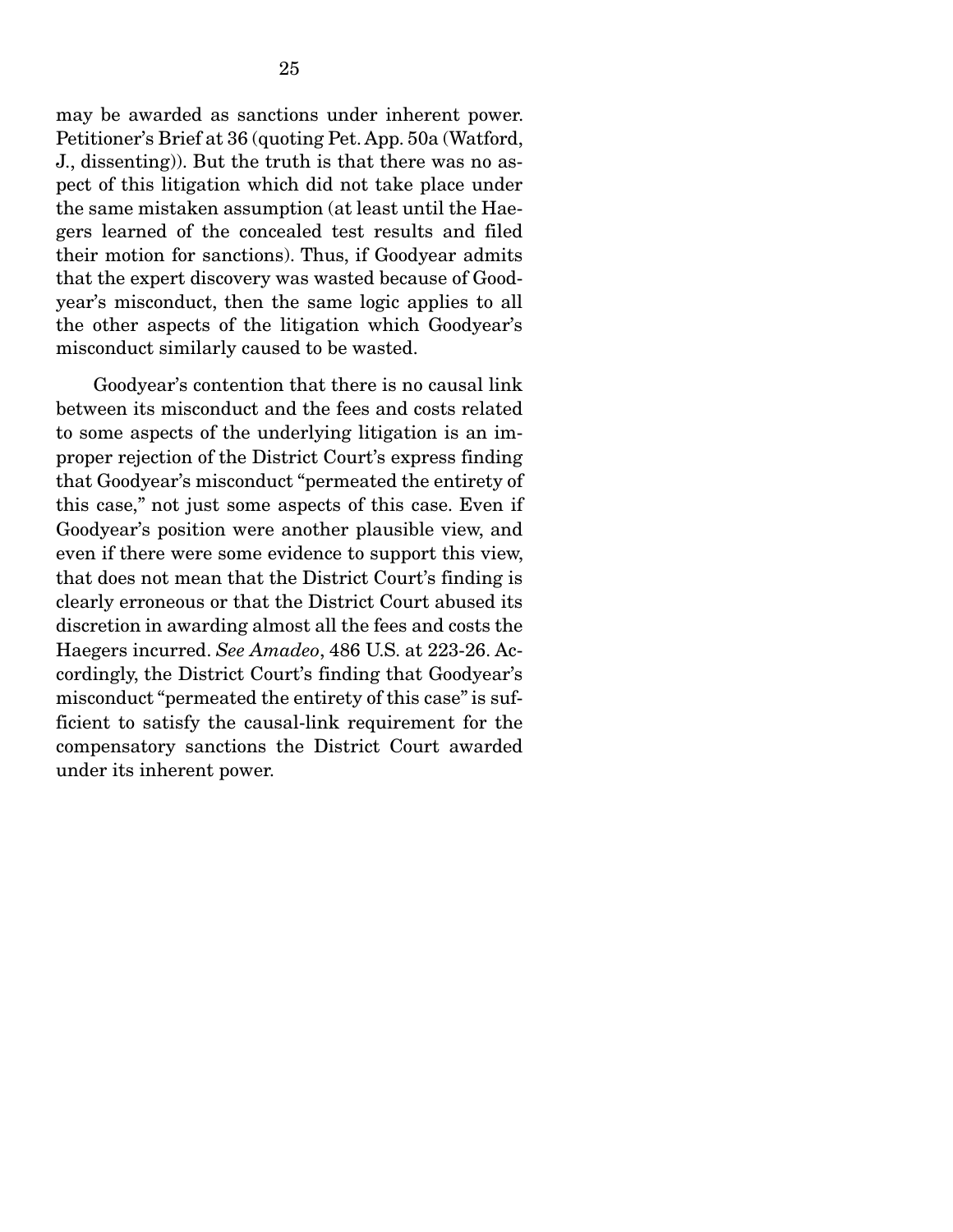may be awarded as sanctions under inherent power. Petitioner's Brief at 36 (quoting Pet. App. 50a (Watford, J., dissenting)). But the truth is that there was no aspect of this litigation which did not take place under the same mistaken assumption (at least until the Haegers learned of the concealed test results and filed their motion for sanctions). Thus, if Goodyear admits that the expert discovery was wasted because of Goodyear's misconduct, then the same logic applies to all the other aspects of the litigation which Goodyear's misconduct similarly caused to be wasted.

Goodyear's contention that there is no causal link between its misconduct and the fees and costs related to some aspects of the underlying litigation is an improper rejection of the District Court's express finding that Goodyear's misconduct "permeated the entirety of this case," not just some aspects of this case. Even if Goodyear's position were another plausible view, and even if there were some evidence to support this view, that does not mean that the District Court's finding is clearly erroneous or that the District Court abused its discretion in awarding almost all the fees and costs the Haegers incurred. *See Amadeo*, 486 U.S. at 223-26. Accordingly, the District Court's finding that Goodyear's misconduct "permeated the entirety of this case" is sufficient to satisfy the causal-link requirement for the compensatory sanctions the District Court awarded under its inherent power.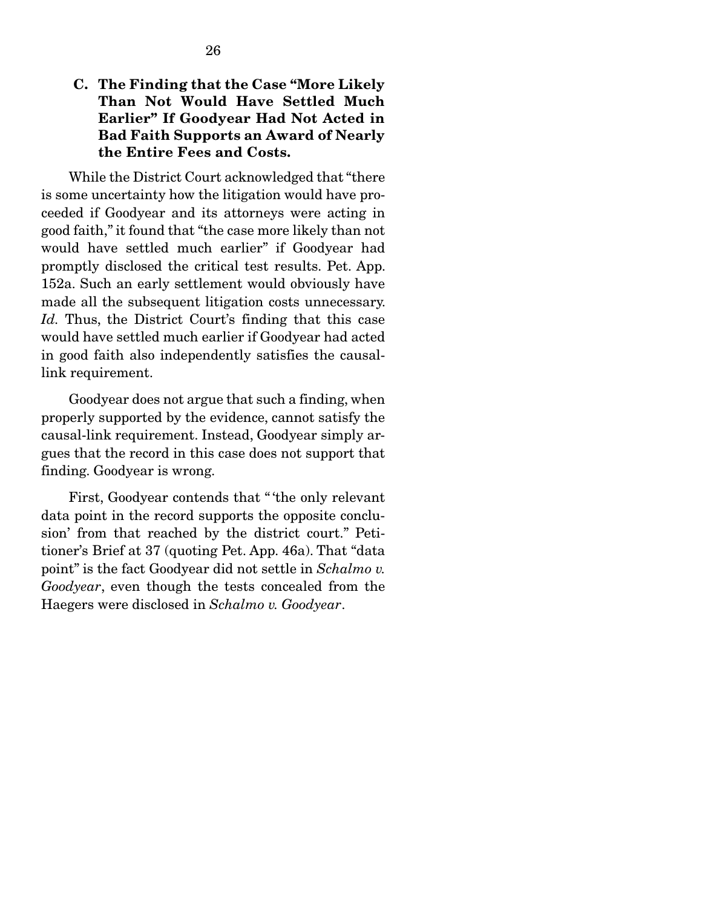### C. The Finding that the Case "More Likely Than Not Would Have Settled Much Earlier" If Goodyear Had Not Acted in Bad Faith Supports an Award of Nearly the Entire Fees and Costs.

While the District Court acknowledged that "there is some uncertainty how the litigation would have proceeded if Goodyear and its attorneys were acting in good faith," it found that "the case more likely than not would have settled much earlier" if Goodyear had promptly disclosed the critical test results. Pet. App. 152a. Such an early settlement would obviously have made all the subsequent litigation costs unnecessary. *Id.* Thus, the District Court's finding that this case would have settled much earlier if Goodyear had acted in good faith also independently satisfies the causal-link requirement.

Goodyear does not argue that such a finding, when properly supported by the evidence, cannot satisfy the causal-link requirement. Instead, Goodyear simply argues that the record in this case does not support that finding. Goodyear is wrong.

First, Goodyear contends that "'the only relevant data point in the record supports the opposite conclusion' from that reached by the district court." Petitioner's Brief at 37 (quoting Pet. App. 46a). That "data point" is the fact Goodyear did not settle in *Schalmo v. Goodyear*, even though the tests concealed from the Haegers were disclosed in *Schalmo v. Goodyear*.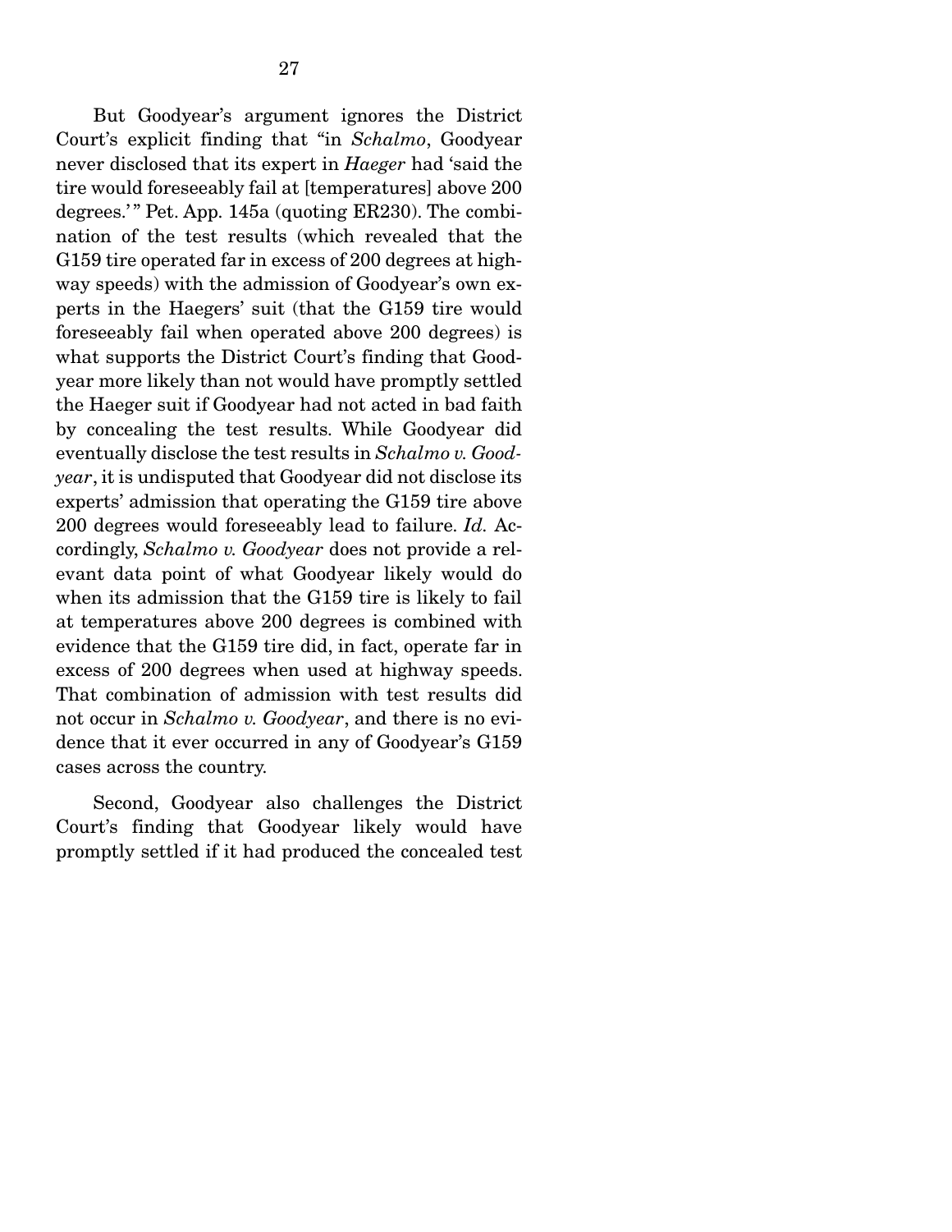But Goodyear's argument ignores the District Court's explicit finding that "in *Schalmo*, Goodyear never disclosed that its expert in *Haeger* had 'said the tire would foreseeably fail at [temperatures] above 200 degrees.'" Pet. App. 145a (quoting ER230). The combination of the test results (which revealed that the G159 tire operated far in excess of 200 degrees at highway speeds) with the admission of Goodyear's own experts in the Haegers' suit (that the G159 tire would foreseeably fail when operated above 200 degrees) is what supports the District Court's finding that Goodyear more likely than not would have promptly settled the Haeger suit if Goodyear had not acted in bad faith by concealing the test results. While Goodyear did eventually disclose the test results in *Schalmo v. Goodyear*, it is undisputed that Goodyear did not disclose its experts' admission that operating the G159 tire above 200 degrees would foreseeably lead to failure. *Id.* Accordingly, *Schalmo v. Goodyear* does not provide a relevant data point of what Goodyear likely would do when its admission that the G159 tire is likely to fail at temperatures above 200 degrees is combined with evidence that the G159 tire did, in fact, operate far in excess of 200 degrees when used at highway speeds. That combination of admission with test results did not occur in *Schalmo v. Goodyear*, and there is no evidence that it ever occurred in any of Goodyear's G159 cases across the country.

Second, Goodyear also challenges the District Court's finding that Goodyear likely would have promptly settled if it had produced the concealed test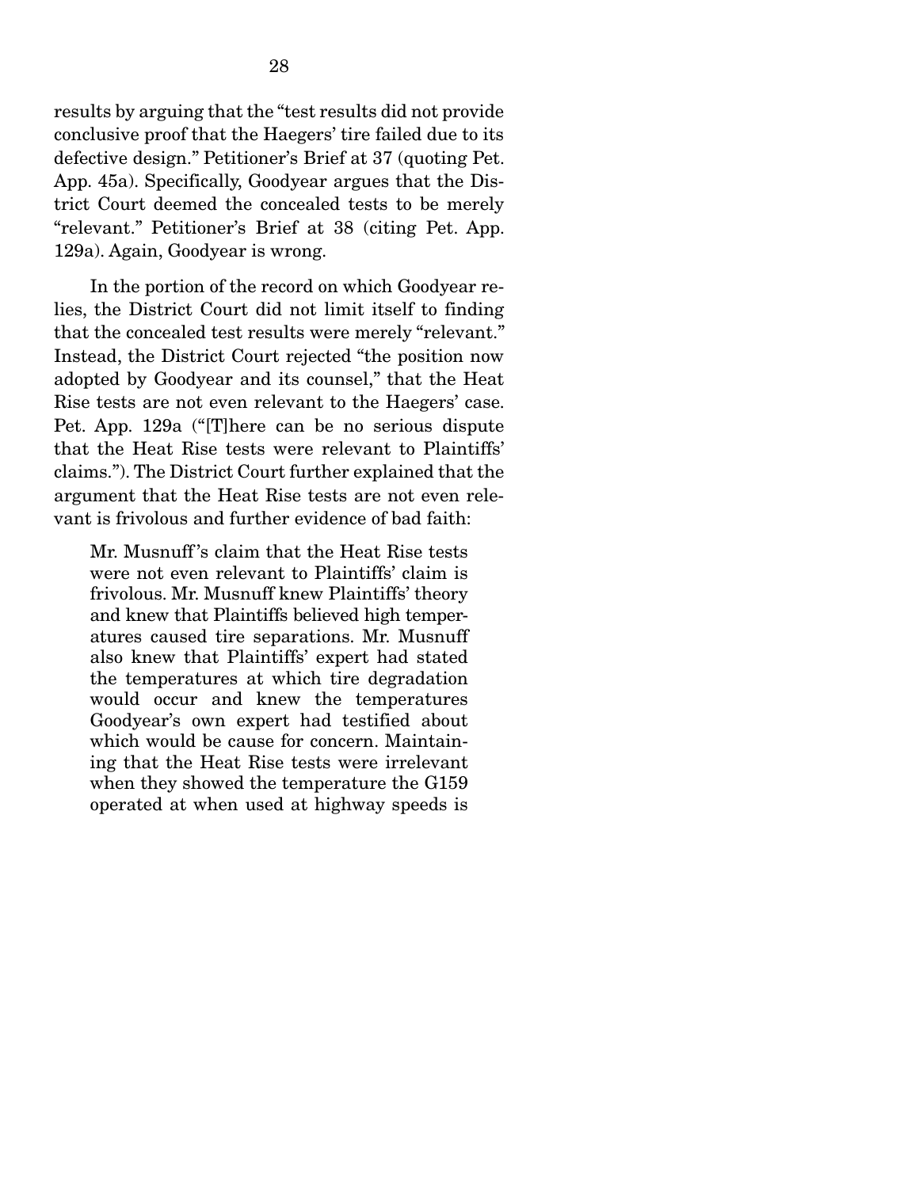results by arguing that the "test results did not provide conclusive proof that the Haegers' tire failed due to its defective design." Petitioner's Brief at 37 (quoting Pet. App. 45a). Specifically, Goodyear argues that the District Court deemed the concealed tests to be merely "relevant." Petitioner's Brief at 38 (citing Pet. App. 129a). Again, Goodyear is wrong.

In the portion of the record on which Goodyear relies, the District Court did not limit itself to finding that the concealed test results were merely "relevant." Instead, the District Court rejected "the position now adopted by Goodyear and its counsel," that the Heat Rise tests are not even relevant to the Haegers' case. Pet. App. 129a ("[T]here can be no serious dispute that the Heat Rise tests were relevant to Plaintiffs' claims."). The District Court further explained that the argument that the Heat Rise tests are not even relevant is frivolous and further evidence of bad faith:

> Mr. Musnuff's claim that the Heat Rise tests were not even relevant to Plaintiffs' claim is frivolous. Mr. Musnuff knew Plaintiffs' theory and knew that Plaintiffs believed high temperatures caused tire separations. Mr. Musnuff also knew that Plaintiffs' expert had stated the temperatures at which tire degradation would occur and knew the temperatures Goodyear's own expert had testified about which would be cause for concern. Maintaining that the Heat Rise tests were irrelevant when they showed the temperature the G159 operated at when used at highway speeds is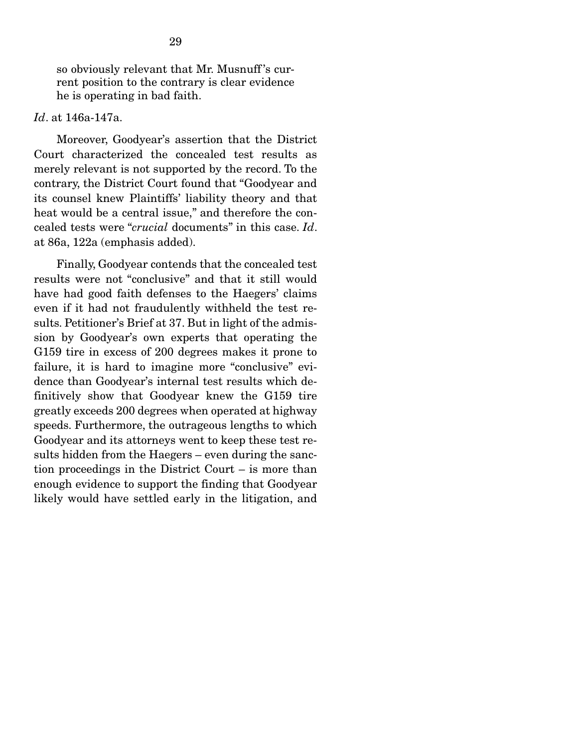> so obviously relevant that Mr. Musnuff's current position to the contrary is clear evidence he is operating in bad faith.

*Id*. at 146a-147a.

Moreover, Goodyear's assertion that the District Court characterized the concealed test results as merely relevant is not supported by the record. To the contrary, the District Court found that "Goodyear and its counsel knew Plaintiffs' liability theory and that heat would be a central issue," and therefore the concealed tests were "*crucial* documents" in this case. *Id*. at 86a, 122a (emphasis added).

Finally, Goodyear contends that the concealed test results were not "conclusive" and that it still would have had good faith defenses to the Haegers' claims even if it had not fraudulently withheld the test results. Petitioner's Brief at 37. But in light of the admission by Goodyear's own experts that operating the G159 tire in excess of 200 degrees makes it prone to failure, it is hard to imagine more "conclusive" evidence than Goodyear's internal test results which definitively show that Goodyear knew the G159 tire greatly exceeds 200 degrees when operated at highway speeds. Furthermore, the outrageous lengths to which Goodyear and its attorneys went to keep these test results hidden from the Haegers – even during the sanction proceedings in the District Court – is more than enough evidence to support the finding that Goodyear likely would have settled early in the litigation, and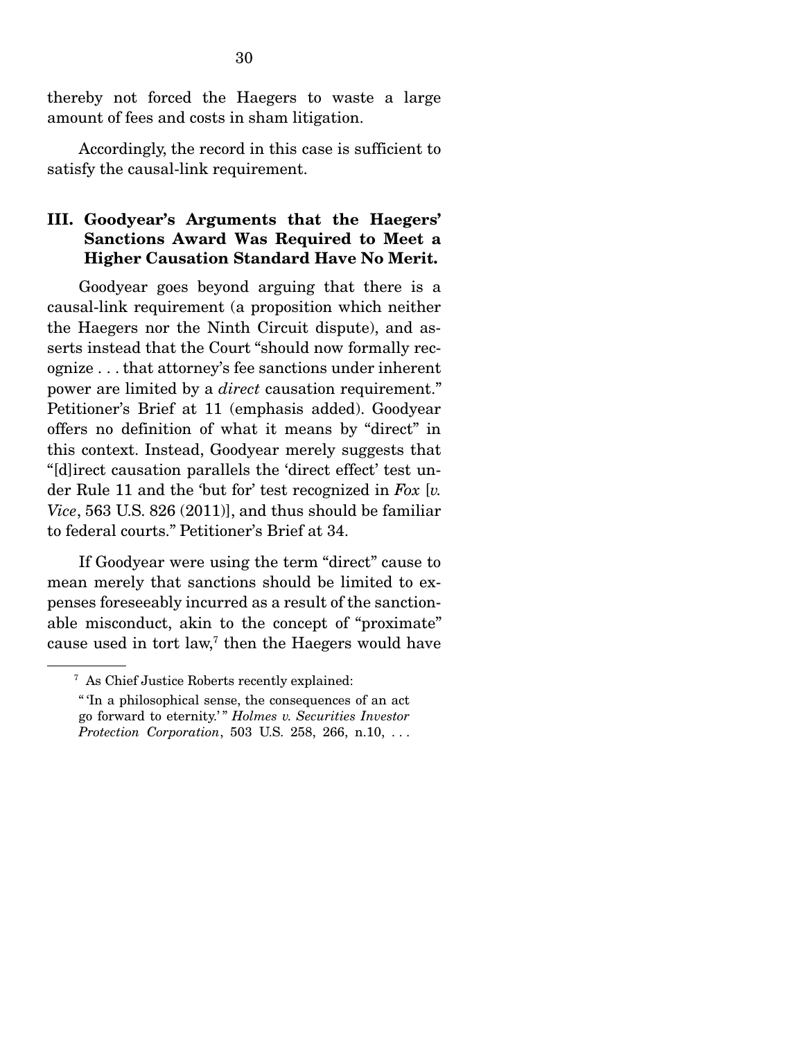thereby not forced the Haegers to waste a large amount of fees and costs in sham litigation.

Accordingly, the record in this case is sufficient to satisfy the causal-link requirement.

### III. Goodyear's Arguments that the Haegers' Sanctions Award Was Required to Meet a Higher Causation Standard Have No Merit.

Goodyear goes beyond arguing that there is a causal-link requirement (a proposition which neither the Haegers nor the Ninth Circuit dispute), and asserts instead that the Court "should now formally recognize . . . that attorney's fee sanctions under inherent power are limited by a *direct* causation requirement." Petitioner's Brief at 11 (emphasis added). Goodyear offers no definition of what it means by "direct" in this context. Instead, Goodyear merely suggests that "[d]irect causation parallels the 'direct effect' test under Rule 11 and the 'but for' test recognized in *Fox* [*v. Vice*, 563 U.S. 826 (2011)], and thus should be familiar to federal courts." Petitioner's Brief at 34.

If Goodyear were using the term "direct" cause to mean merely that sanctions should be limited to expenses foreseeably incurred as a result of the sanctionable misconduct, akin to the concept of "proximate" cause used in tort law,[7] then the Haegers would have

---

[7] As Chief Justice Roberts recently explained:

> " 'In a philosophical sense, the consequences of an act go forward to eternity.' " *Holmes v. Securities Investor Protection Corporation*, 503 U.S. 258, 266, n.10, . . .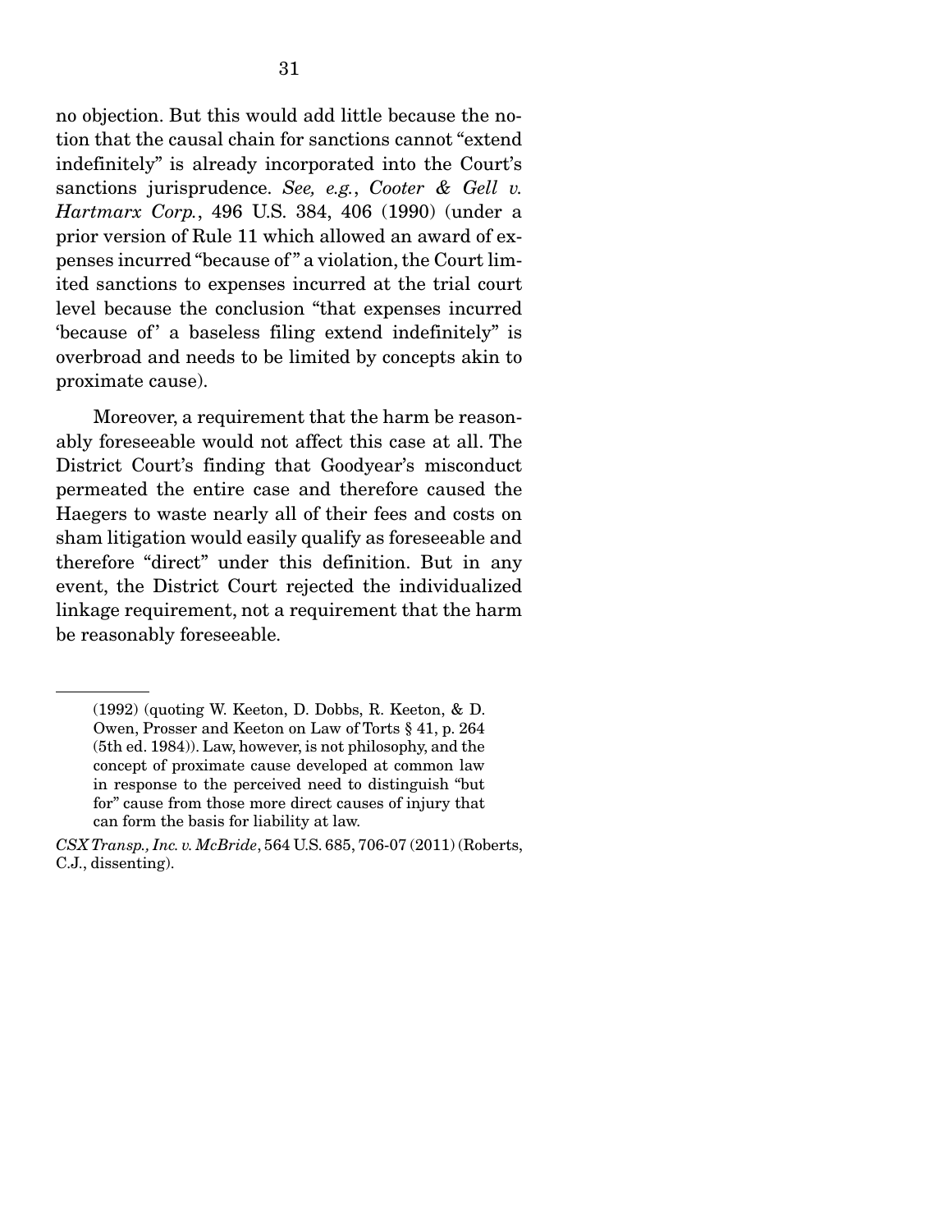no objection. But this would add little because the notion that the causal chain for sanctions cannot "extend indefinitely" is already incorporated into the Court's sanctions jurisprudence. *See, e.g.*, *Cooter & Gell v. Hartmarx Corp.*, 496 U.S. 384, 406 (1990) (under a prior version of Rule 11 which allowed an award of expenses incurred "because of" a violation, the Court limited sanctions to expenses incurred at the trial court level because the conclusion "that expenses incurred 'because of' a baseless filing extend indefinitely" is overbroad and needs to be limited by concepts akin to proximate cause).

Moreover, a requirement that the harm be reasonably foreseeable would not affect this case at all. The District Court's finding that Goodyear's misconduct permeated the entire case and therefore caused the Haegers to waste nearly all of their fees and costs on sham litigation would easily qualify as foreseeable and therefore "direct" under this definition. But in any event, the District Court rejected the individualized linkage requirement, not a requirement that the harm be reasonably foreseeable.

---

(1992) (quoting W. Keeton, D. Dobbs, R. Keeton, & D. Owen, Prosser and Keeton on Law of Torts § 41, p. 264 (5th ed. 1984)). Law, however, is not philosophy, and the concept of proximate cause developed at common law in response to the perceived need to distinguish "but for" cause from those more direct causes of injury that can form the basis for liability at law.

*CSX Transp., Inc. v. McBride*, 564 U.S. 685, 706-07 (2011) (Roberts, C.J., dissenting).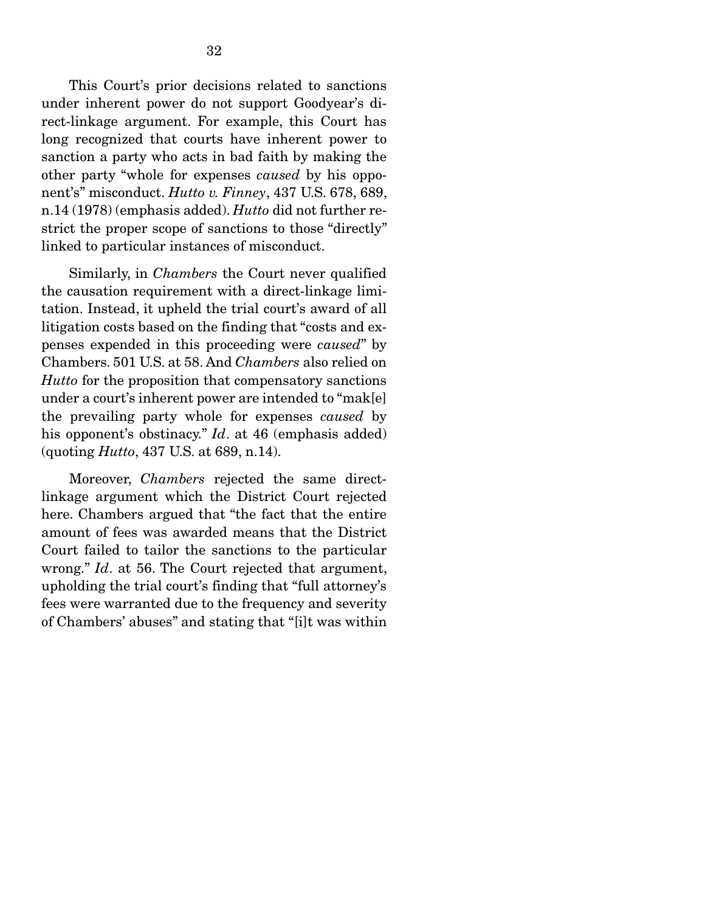This Court's prior decisions related to sanctions under inherent power do not support Goodyear's direct-linkage argument. For example, this Court has long recognized that courts have inherent power to sanction a party who acts in bad faith by making the other party "whole for expenses *caused* by his opponent's" misconduct. *Hutto v. Finney*, 437 U.S. 678, 689, n.14 (1978) (emphasis added). *Hutto* did not further restrict the proper scope of sanctions to those "directly" linked to particular instances of misconduct.

Similarly, in *Chambers* the Court never qualified the causation requirement with a direct-linkage limitation. Instead, it upheld the trial court's award of all litigation costs based on the finding that "costs and expenses expended in this proceeding were *caused*" by Chambers. 501 U.S. at 58. And *Chambers* also relied on *Hutto* for the proposition that compensatory sanctions under a court's inherent power are intended to "mak[e] the prevailing party whole for expenses *caused* by his opponent's obstinacy." *Id*. at 46 (emphasis added) (quoting *Hutto*, 437 U.S. at 689, n.14).

Moreover, *Chambers* rejected the same direct-linkage argument which the District Court rejected here. Chambers argued that "the fact that the entire amount of fees was awarded means that the District Court failed to tailor the sanctions to the particular wrong." *Id*. at 56. The Court rejected that argument, upholding the trial court's finding that "full attorney's fees were warranted due to the frequency and severity of Chambers' abuses" and stating that "[i]t was within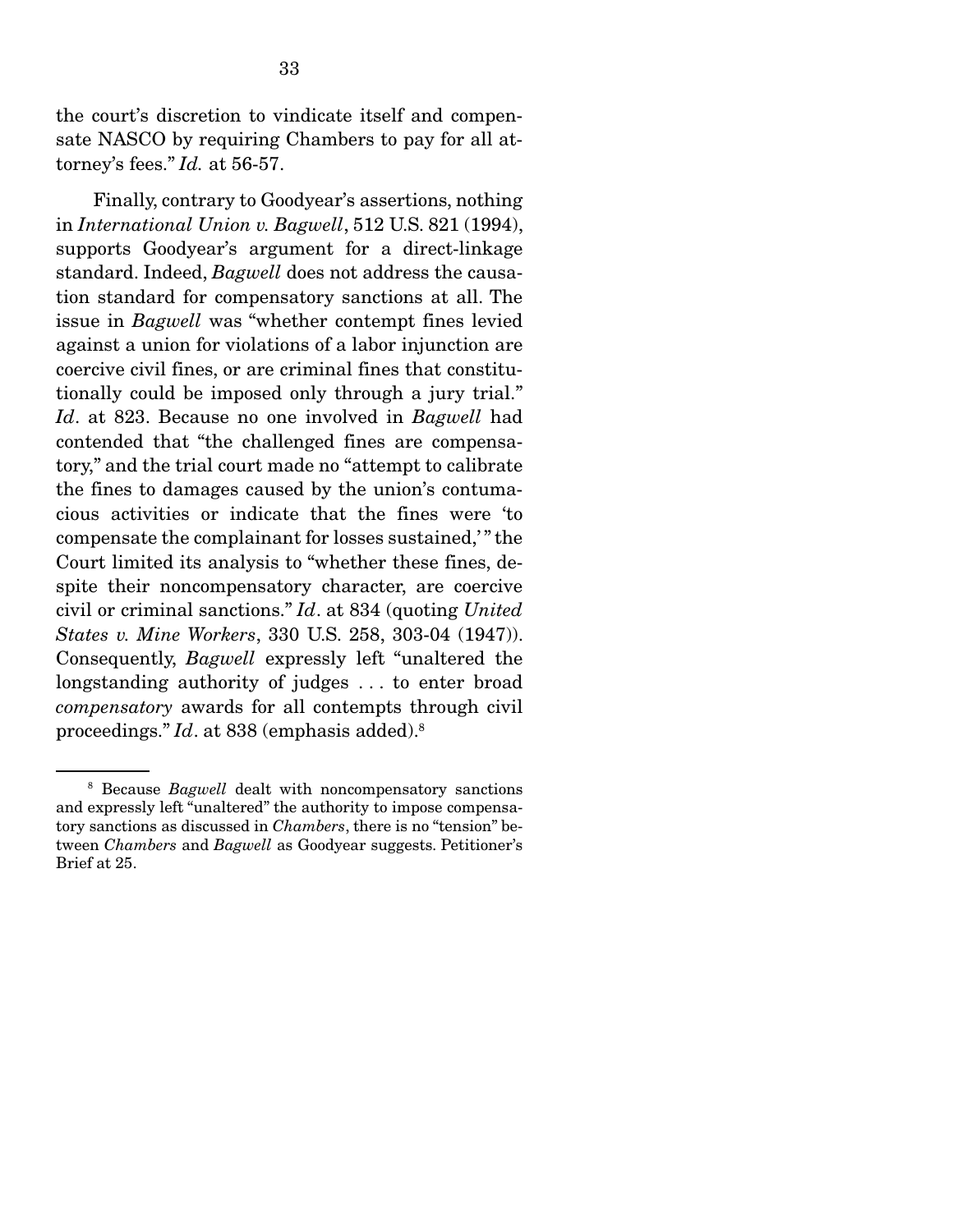the court's discretion to vindicate itself and compensate NASCO by requiring Chambers to pay for all attorney's fees." *Id.* at 56-57.

Finally, contrary to Goodyear's assertions, nothing in *International Union v. Bagwell*, 512 U.S. 821 (1994), supports Goodyear's argument for a direct-linkage standard. Indeed, *Bagwell* does not address the causation standard for compensatory sanctions at all. The issue in *Bagwell* was "whether contempt fines levied against a union for violations of a labor injunction are coercive civil fines, or are criminal fines that constitutionally could be imposed only through a jury trial." *Id*. at 823. Because no one involved in *Bagwell* had contended that "the challenged fines are compensatory," and the trial court made no "attempt to calibrate the fines to damages caused by the union's contumacious activities or indicate that the fines were 'to compensate the complainant for losses sustained,'" the Court limited its analysis to "whether these fines, despite their noncompensatory character, are coercive civil or criminal sanctions." *Id*. at 834 (quoting *United States v. Mine Workers*, 330 U.S. 258, 303-04 (1947)). Consequently, *Bagwell* expressly left "unaltered the longstanding authority of judges . . . to enter broad *compensatory* awards for all contempts through civil proceedings." *Id*. at 838 (emphasis added).[8]

[8] Because *Bagwell* dealt with noncompensatory sanctions and expressly left "unaltered" the authority to impose compensatory sanctions as discussed in *Chambers*, there is no "tension" between *Chambers* and *Bagwell* as Goodyear suggests. Petitioner's Brief at 25.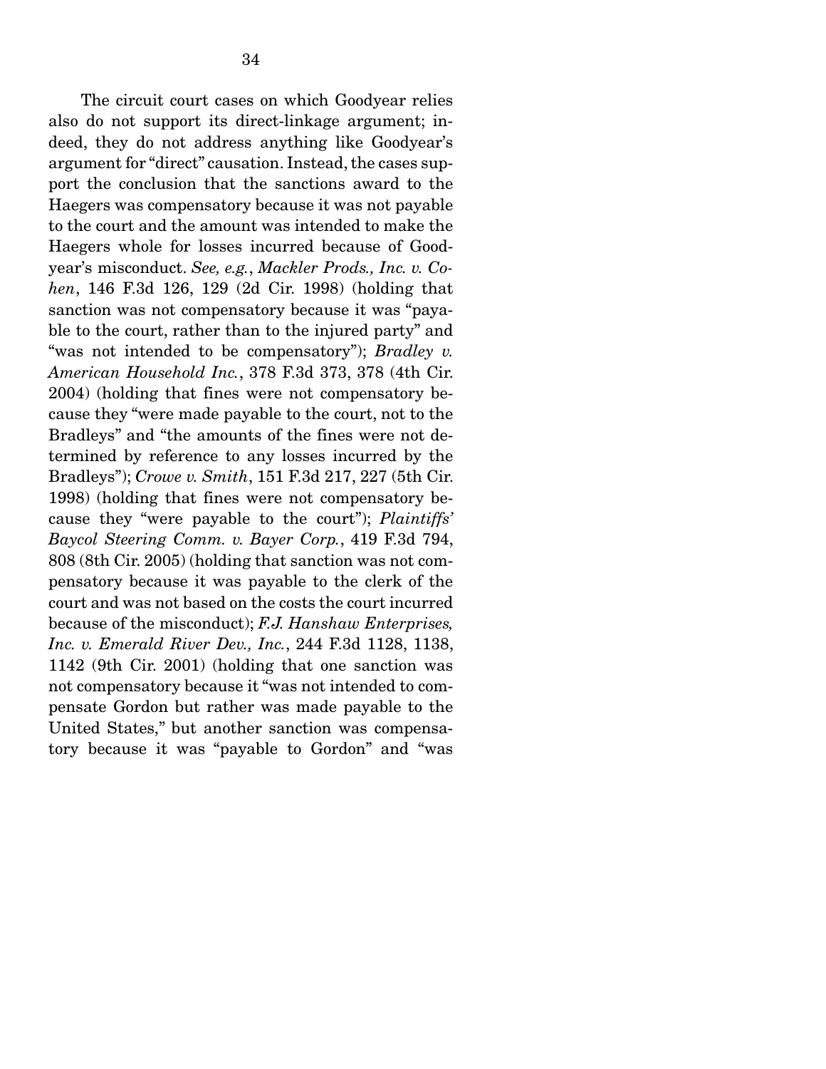The circuit court cases on which Goodyear relies also do not support its direct-linkage argument; indeed, they do not address anything like Goodyear's argument for "direct" causation. Instead, the cases support the conclusion that the sanctions award to the Haegers was compensatory because it was not payable to the court and the amount was intended to make the Haegers whole for losses incurred because of Goodyear's misconduct. *See, e.g.*, *Mackler Prods., Inc. v. Cohen*, 146 F.3d 126, 129 (2d Cir. 1998) (holding that sanction was not compensatory because it was "payable to the court, rather than to the injured party" and "was not intended to be compensatory"); *Bradley v. American Household Inc.*, 378 F.3d 373, 378 (4th Cir. 2004) (holding that fines were not compensatory because they "were made payable to the court, not to the Bradleys" and "the amounts of the fines were not determined by reference to any losses incurred by the Bradleys"); *Crowe v. Smith*, 151 F.3d 217, 227 (5th Cir. 1998) (holding that fines were not compensatory because they "were payable to the court"); *Plaintiffs' Baycol Steering Comm. v. Bayer Corp.*, 419 F.3d 794, 808 (8th Cir. 2005) (holding that sanction was not compensatory because it was payable to the clerk of the court and was not based on the costs the court incurred because of the misconduct); *F.J. Hanshaw Enterprises, Inc. v. Emerald River Dev., Inc.*, 244 F.3d 1128, 1138, 1142 (9th Cir. 2001) (holding that one sanction was not compensatory because it "was not intended to compensate Gordon but rather was made payable to the United States," but another sanction was compensatory because it was "payable to Gordon" and "was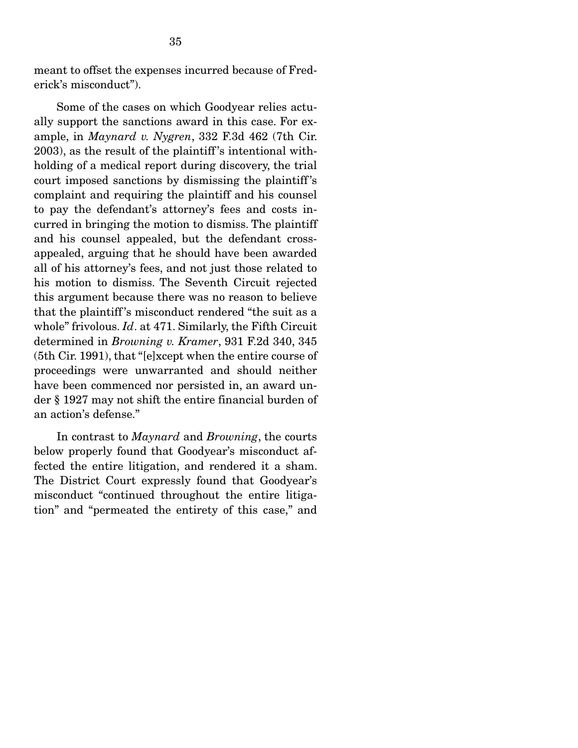meant to offset the expenses incurred because of Frederick's misconduct").

Some of the cases on which Goodyear relies actually support the sanctions award in this case. For example, in *Maynard v. Nygren*, 332 F.3d 462 (7th Cir. 2003), as the result of the plaintiff's intentional withholding of a medical report during discovery, the trial court imposed sanctions by dismissing the plaintiff's complaint and requiring the plaintiff and his counsel to pay the defendant's attorney's fees and costs incurred in bringing the motion to dismiss. The plaintiff and his counsel appealed, but the defendant cross-appealed, arguing that he should have been awarded all of his attorney's fees, and not just those related to his motion to dismiss. The Seventh Circuit rejected this argument because there was no reason to believe that the plaintiff's misconduct rendered "the suit as a whole" frivolous. *Id*. at 471. Similarly, the Fifth Circuit determined in *Browning v. Kramer*, 931 F.2d 340, 345 (5th Cir. 1991), that "[e]xcept when the entire course of proceedings were unwarranted and should neither have been commenced nor persisted in, an award under § 1927 may not shift the entire financial burden of an action's defense."

In contrast to *Maynard* and *Browning*, the courts below properly found that Goodyear's misconduct affected the entire litigation, and rendered it a sham. The District Court expressly found that Goodyear's misconduct "continued throughout the entire litigation" and "permeated the entirety of this case," and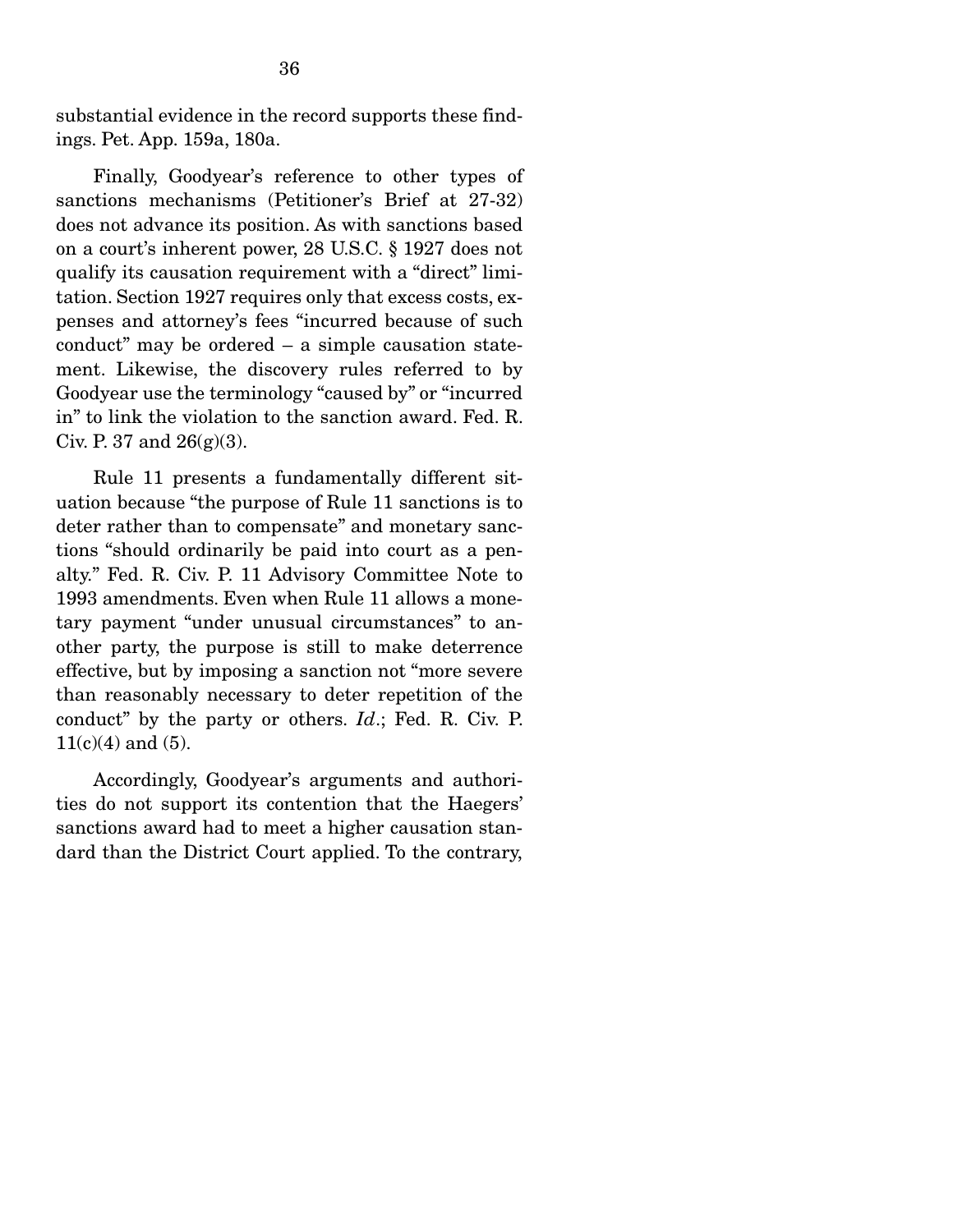substantial evidence in the record supports these findings. Pet. App. 159a, 180a.

Finally, Goodyear's reference to other types of sanctions mechanisms (Petitioner's Brief at 27-32) does not advance its position. As with sanctions based on a court's inherent power, 28 U.S.C. § 1927 does not qualify its causation requirement with a "direct" limitation. Section 1927 requires only that excess costs, expenses and attorney's fees "incurred because of such conduct" may be ordered – a simple causation statement. Likewise, the discovery rules referred to by Goodyear use the terminology "caused by" or "incurred in" to link the violation to the sanction award. Fed. R. Civ. P. 37 and 26(g)(3).

Rule 11 presents a fundamentally different situation because "the purpose of Rule 11 sanctions is to deter rather than to compensate" and monetary sanctions "should ordinarily be paid into court as a penalty." Fed. R. Civ. P. 11 Advisory Committee Note to 1993 amendments. Even when Rule 11 allows a monetary payment "under unusual circumstances" to another party, the purpose is still to make deterrence effective, but by imposing a sanction not "more severe than reasonably necessary to deter repetition of the conduct" by the party or others. *Id*.; Fed. R. Civ. P. 11(c)(4) and (5).

Accordingly, Goodyear's arguments and authorities do not support its contention that the Haegers' sanctions award had to meet a higher causation standard than the District Court applied. To the contrary,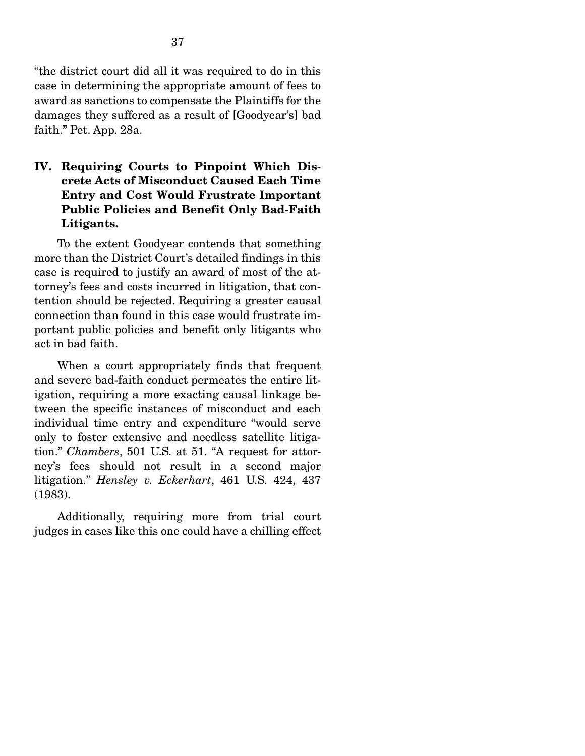"the district court did all it was required to do in this case in determining the appropriate amount of fees to award as sanctions to compensate the Plaintiffs for the damages they suffered as a result of [Goodyear's] bad faith." Pet. App. 28a.

## IV. Requiring Courts to Pinpoint Which Discrete Acts of Misconduct Caused Each Time Entry and Cost Would Frustrate Important Public Policies and Benefit Only Bad-Faith Litigants.

To the extent Goodyear contends that something more than the District Court's detailed findings in this case is required to justify an award of most of the attorney's fees and costs incurred in litigation, that contention should be rejected. Requiring a greater causal connection than found in this case would frustrate important public policies and benefit only litigants who act in bad faith.

When a court appropriately finds that frequent and severe bad-faith conduct permeates the entire litigation, requiring a more exacting causal linkage between the specific instances of misconduct and each individual time entry and expenditure "would serve only to foster extensive and needless satellite litigation." *Chambers*, 501 U.S. at 51. "A request for attorney's fees should not result in a second major litigation." *Hensley v. Eckerhart*, 461 U.S. 424, 437 (1983).

Additionally, requiring more from trial court judges in cases like this one could have a chilling effect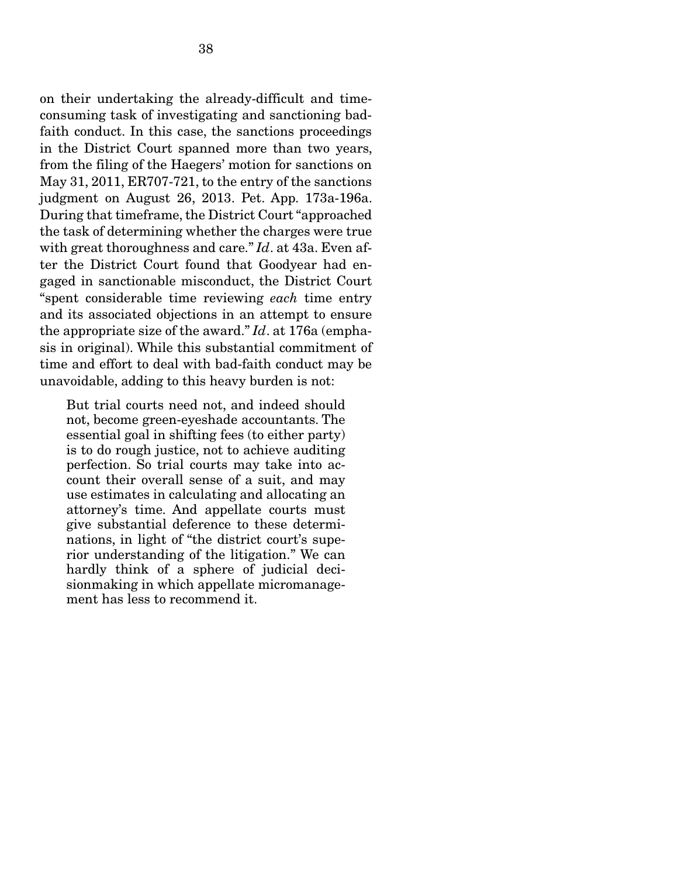on their undertaking the already-difficult and time-consuming task of investigating and sanctioning bad-faith conduct. In this case, the sanctions proceedings in the District Court spanned more than two years, from the filing of the Haegers' motion for sanctions on May 31, 2011, ER707-721, to the entry of the sanctions judgment on August 26, 2013. Pet. App. 173a-196a. During that timeframe, the District Court "approached the task of determining whether the charges were true with great thoroughness and care." *Id*. at 43a. Even after the District Court found that Goodyear had engaged in sanctionable misconduct, the District Court "spent considerable time reviewing *each* time entry and its associated objections in an attempt to ensure the appropriate size of the award." *Id*. at 176a (emphasis in original). While this substantial commitment of time and effort to deal with bad-faith conduct may be unavoidable, adding to this heavy burden is not:

> But trial courts need not, and indeed should not, become green-eyeshade accountants. The essential goal in shifting fees (to either party) is to do rough justice, not to achieve auditing perfection. So trial courts may take into account their overall sense of a suit, and may use estimates in calculating and allocating an attorney's time. And appellate courts must give substantial deference to these determinations, in light of "the district court's superior understanding of the litigation." We can hardly think of a sphere of judicial decisionmaking in which appellate micromanagement has less to recommend it.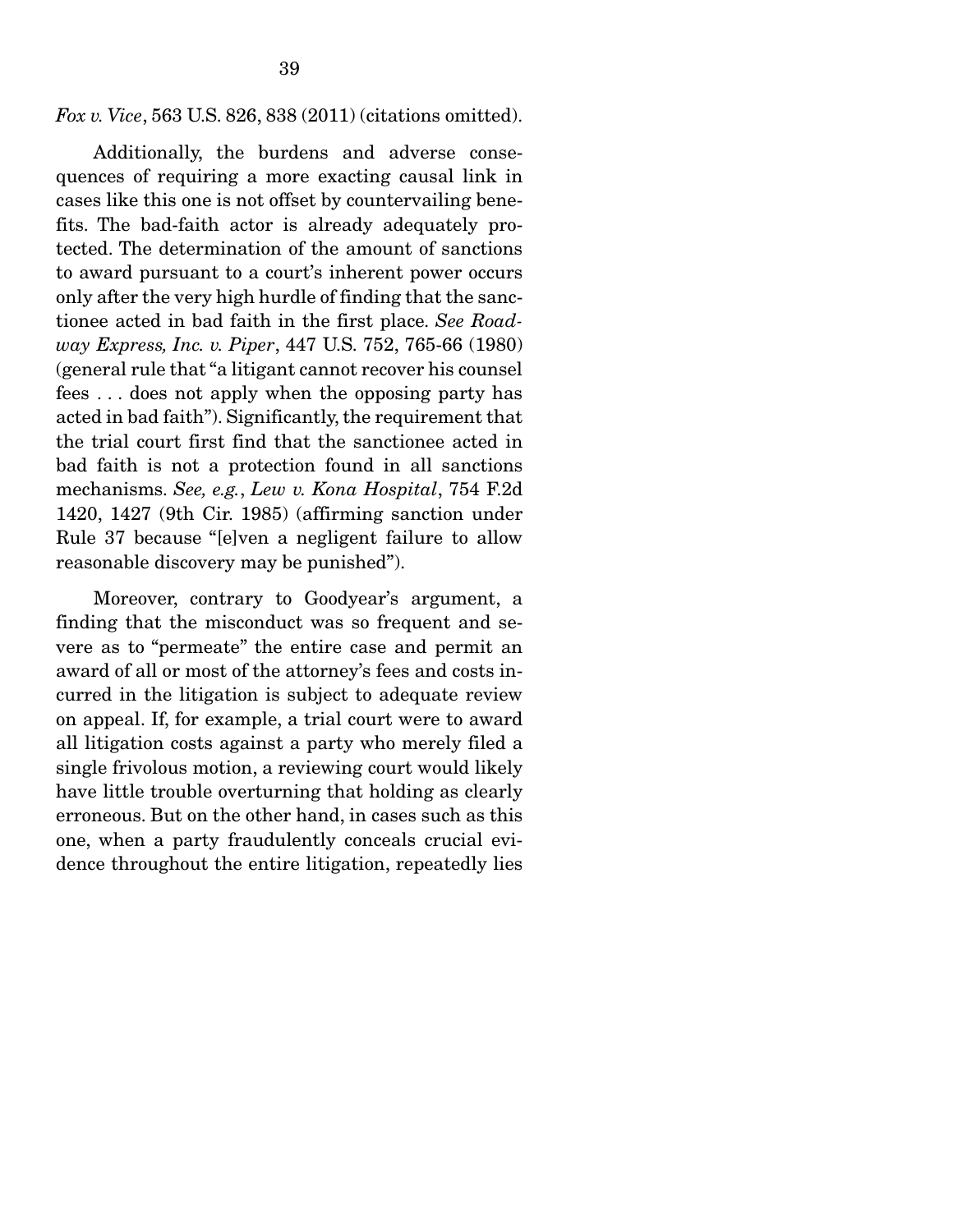*Fox v. Vice*, 563 U.S. 826, 838 (2011) (citations omitted).

Additionally, the burdens and adverse consequences of requiring a more exacting causal link in cases like this one is not offset by countervailing benefits. The bad-faith actor is already adequately protected. The determination of the amount of sanctions to award pursuant to a court's inherent power occurs only after the very high hurdle of finding that the sanctionee acted in bad faith in the first place. *See Roadway Express, Inc. v. Piper*, 447 U.S. 752, 765-66 (1980) (general rule that "a litigant cannot recover his counsel fees . . . does not apply when the opposing party has acted in bad faith"). Significantly, the requirement that the trial court first find that the sanctionee acted in bad faith is not a protection found in all sanctions mechanisms. *See, e.g.*, *Lew v. Kona Hospital*, 754 F.2d 1420, 1427 (9th Cir. 1985) (affirming sanction under Rule 37 because "[e]ven a negligent failure to allow reasonable discovery may be punished").

Moreover, contrary to Goodyear's argument, a finding that the misconduct was so frequent and severe as to "permeate" the entire case and permit an award of all or most of the attorney's fees and costs incurred in the litigation is subject to adequate review on appeal. If, for example, a trial court were to award all litigation costs against a party who merely filed a single frivolous motion, a reviewing court would likely have little trouble overturning that holding as clearly erroneous. But on the other hand, in cases such as this one, when a party fraudulently conceals crucial evidence throughout the entire litigation, repeatedly lies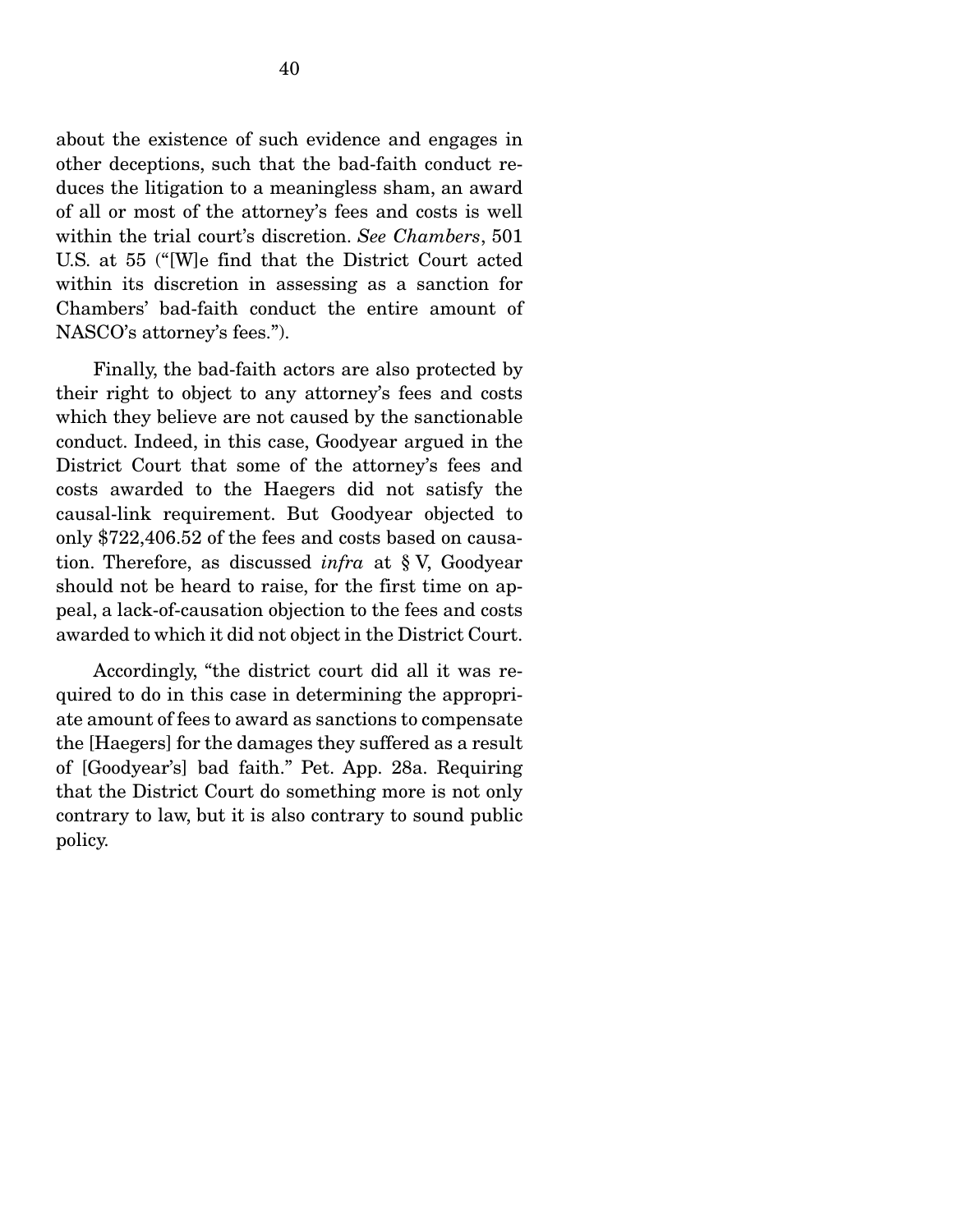about the existence of such evidence and engages in other deceptions, such that the bad-faith conduct reduces the litigation to a meaningless sham, an award of all or most of the attorney's fees and costs is well within the trial court's discretion. *See Chambers*, 501 U.S. at 55 ("[W]e find that the District Court acted within its discretion in assessing as a sanction for Chambers' bad-faith conduct the entire amount of NASCO's attorney's fees.").

Finally, the bad-faith actors are also protected by their right to object to any attorney's fees and costs which they believe are not caused by the sanctionable conduct. Indeed, in this case, Goodyear argued in the District Court that some of the attorney's fees and costs awarded to the Haegers did not satisfy the causal-link requirement. But Goodyear objected to only $722,406.52 of the fees and costs based on causation. Therefore, as discussed *infra* at § V, Goodyear should not be heard to raise, for the first time on appeal, a lack-of-causation objection to the fees and costs awarded to which it did not object in the District Court.

Accordingly, "the district court did all it was required to do in this case in determining the appropriate amount of fees to award as sanctions to compensate the [Haegers] for the damages they suffered as a result of [Goodyear's] bad faith." Pet. App. 28a. Requiring that the District Court do something more is not only contrary to law, but it is also contrary to sound public policy.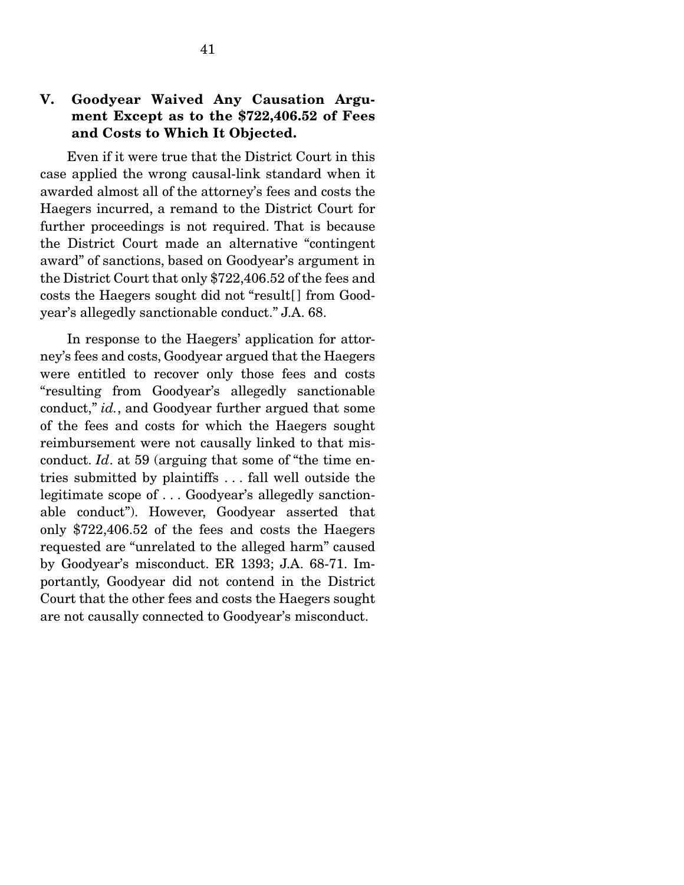## V. Goodyear Waived Any Causation Argument Except as to the $722,406.52 of Fees and Costs to Which It Objected.

Even if it were true that the District Court in this case applied the wrong causal-link standard when it awarded almost all of the attorney's fees and costs the Haegers incurred, a remand to the District Court for further proceedings is not required. That is because the District Court made an alternative "contingent award" of sanctions, based on Goodyear's argument in the District Court that only $722,406.52 of the fees and costs the Haegers sought did not "result[] from Goodyear's allegedly sanctionable conduct." J.A. 68.

In response to the Haegers' application for attorney's fees and costs, Goodyear argued that the Haegers were entitled to recover only those fees and costs "resulting from Goodyear's allegedly sanctionable conduct," *id.*, and Goodyear further argued that some of the fees and costs for which the Haegers sought reimbursement were not causally linked to that misconduct. *Id*. at 59 (arguing that some of "the time entries submitted by plaintiffs . . . fall well outside the legitimate scope of . . . Goodyear's allegedly sanctionable conduct"). However, Goodyear asserted that only $722,406.52 of the fees and costs the Haegers requested are "unrelated to the alleged harm" caused by Goodyear's misconduct. ER 1393; J.A. 68-71. Importantly, Goodyear did not contend in the District Court that the other fees and costs the Haegers sought are not causally connected to Goodyear's misconduct.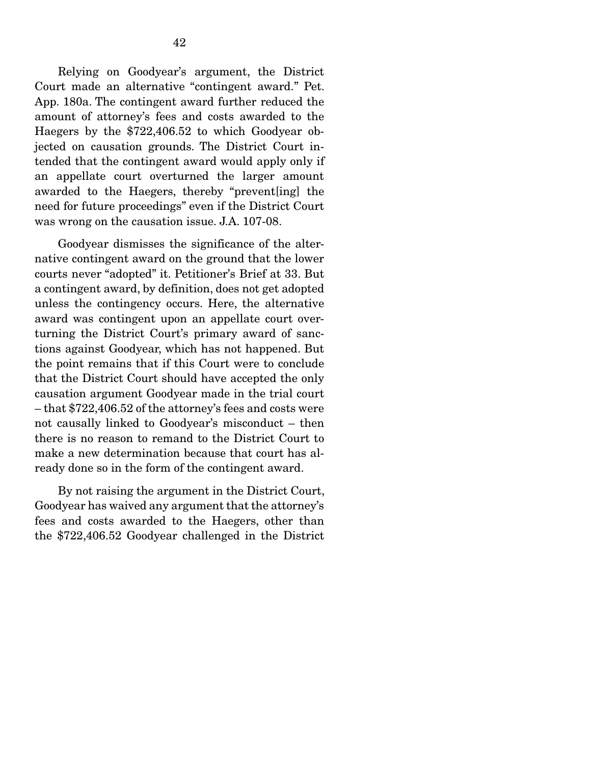Relying on Goodyear's argument, the District Court made an alternative "contingent award." Pet. App. 180a. The contingent award further reduced the amount of attorney's fees and costs awarded to the Haegers by the $722,406.52 to which Goodyear objected on causation grounds. The District Court intended that the contingent award would apply only if an appellate court overturned the larger amount awarded to the Haegers, thereby "prevent[ing] the need for future proceedings" even if the District Court was wrong on the causation issue. J.A. 107-08.

Goodyear dismisses the significance of the alternative contingent award on the ground that the lower courts never "adopted" it. Petitioner's Brief at 33. But a contingent award, by definition, does not get adopted unless the contingency occurs. Here, the alternative award was contingent upon an appellate court overturning the District Court's primary award of sanctions against Goodyear, which has not happened. But the point remains that if this Court were to conclude that the District Court should have accepted the only causation argument Goodyear made in the trial court – that $722,406.52 of the attorney's fees and costs were not causally linked to Goodyear's misconduct – then there is no reason to remand to the District Court to make a new determination because that court has already done so in the form of the contingent award.

By not raising the argument in the District Court, Goodyear has waived any argument that the attorney's fees and costs awarded to the Haegers, other than the $722,406.52 Goodyear challenged in the District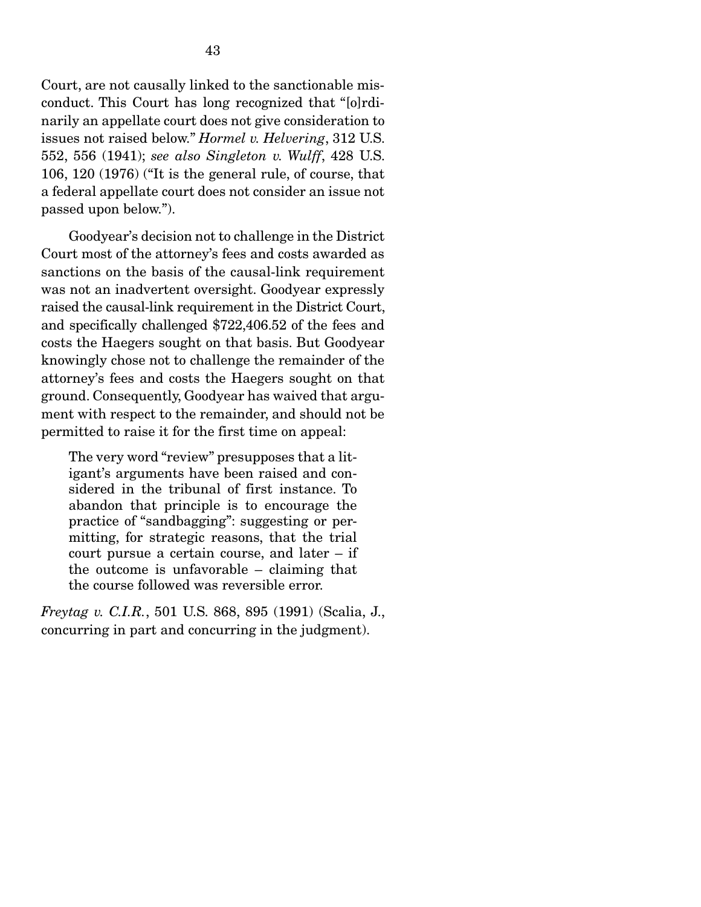Court, are not causally linked to the sanctionable misconduct. This Court has long recognized that "[o]rdinarily an appellate court does not give consideration to issues not raised below." *Hormel v. Helvering*, 312 U.S. 552, 556 (1941); *see also Singleton v. Wulff*, 428 U.S. 106, 120 (1976) ("It is the general rule, of course, that a federal appellate court does not consider an issue not passed upon below.").

Goodyear's decision not to challenge in the District Court most of the attorney's fees and costs awarded as sanctions on the basis of the causal-link requirement was not an inadvertent oversight. Goodyear expressly raised the causal-link requirement in the District Court, and specifically challenged $722,406.52 of the fees and costs the Haegers sought on that basis. But Goodyear knowingly chose not to challenge the remainder of the attorney's fees and costs the Haegers sought on that ground. Consequently, Goodyear has waived that argument with respect to the remainder, and should not be permitted to raise it for the first time on appeal:

> The very word "review" presupposes that a litigant's arguments have been raised and considered in the tribunal of first instance. To abandon that principle is to encourage the practice of "sandbagging": suggesting or permitting, for strategic reasons, that the trial court pursue a certain course, and later – if the outcome is unfavorable – claiming that the course followed was reversible error.

*Freytag v. C.I.R.*, 501 U.S. 868, 895 (1991) (Scalia, J., concurring in part and concurring in the judgment).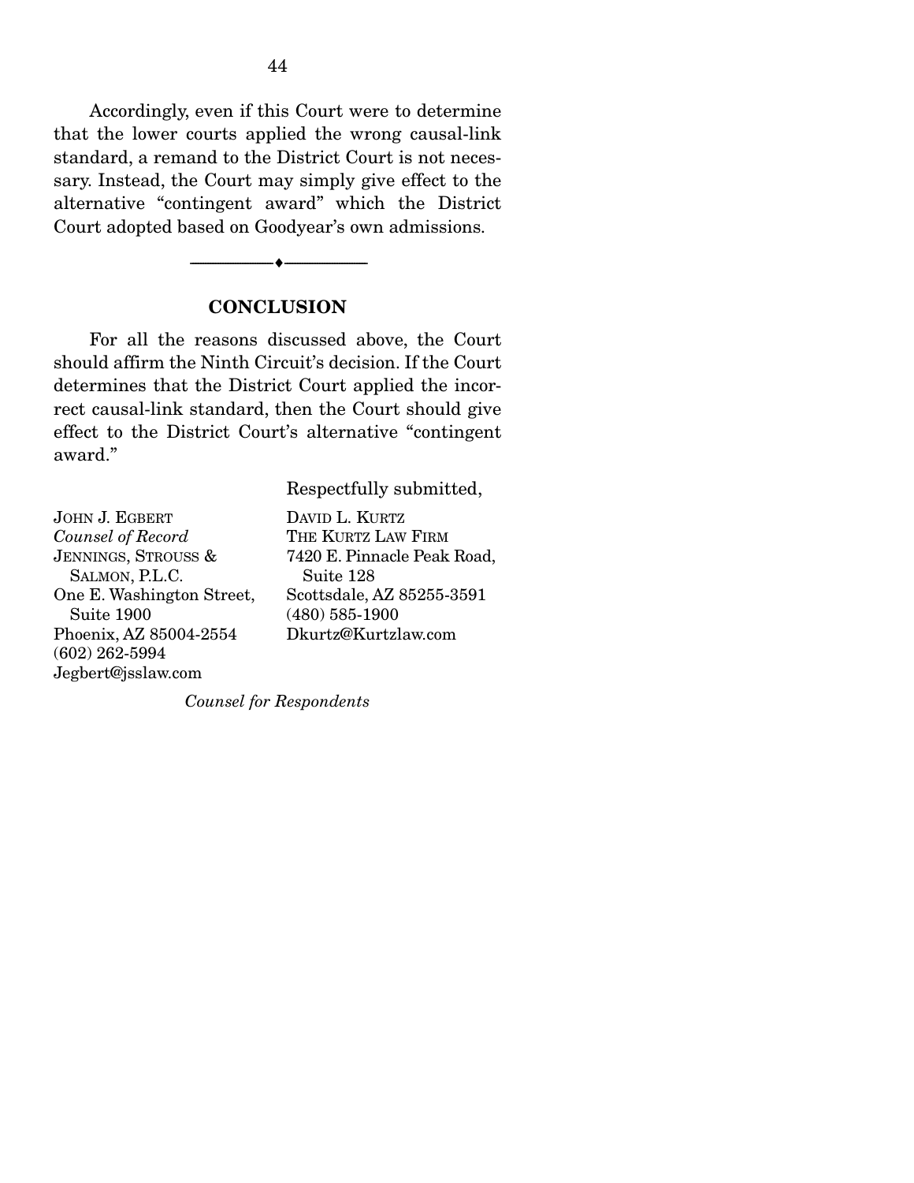Accordingly, even if this Court were to determine that the lower courts applied the wrong causal-link standard, a remand to the District Court is not necessary. Instead, the Court may simply give effect to the alternative "contingent award" which the District Court adopted based on Goodyear's own admissions.

---

## CONCLUSION

For all the reasons discussed above, the Court should affirm the Ninth Circuit's decision. If the Court determines that the District Court applied the incorrect causal-link standard, then the Court should give effect to the District Court's alternative "contingent award."

Respectfully submitted,

JOHN J. EGBERT
*Counsel of Record*
JENNINGS, STROUSS & SALMON, P.L.C.
One E. Washington Street, Suite 1900
Phoenix, AZ 85004-2554
(602) 262-5994
Jegbert@jsslaw.com

DAVID L. KURTZ
THE KURTZ LAW FIRM
7420 E. Pinnacle Peak Road, Suite 128
Scottsdale, AZ 85255-3591
(480) 585-1900
Dkurtz@Kurtzlaw.com

*Counsel for Respondents*